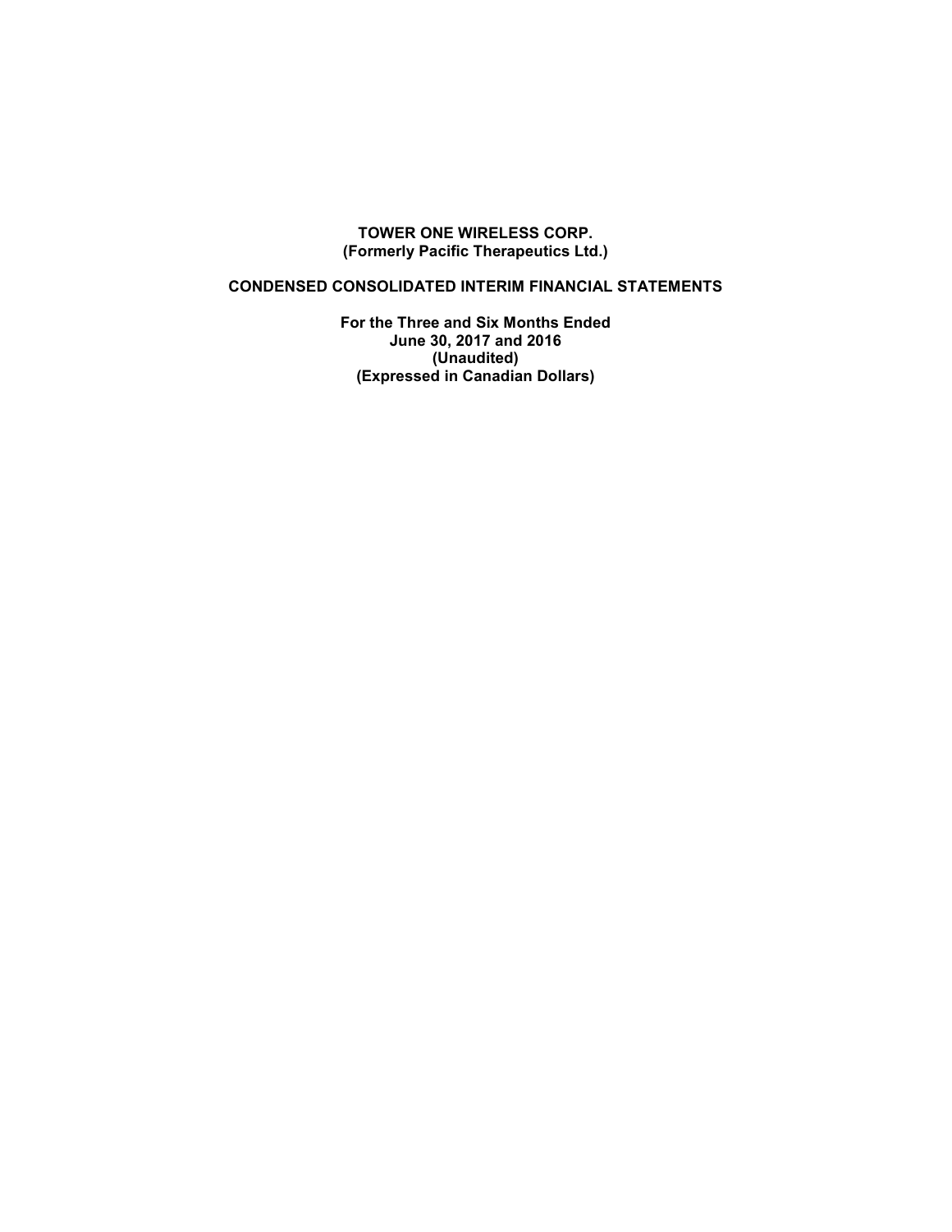**TOWER ONE WIRELESS CORP.**
**(Formerly Pacific Therapeutics Ltd.)**

**CONDENSED CONSOLIDATED INTERIM FINANCIAL STATEMENTS**

**For the Three and Six Months Ended**
**June 30, 2017 and 2016**
**(Unaudited)**
**(Expressed in Canadian Dollars)**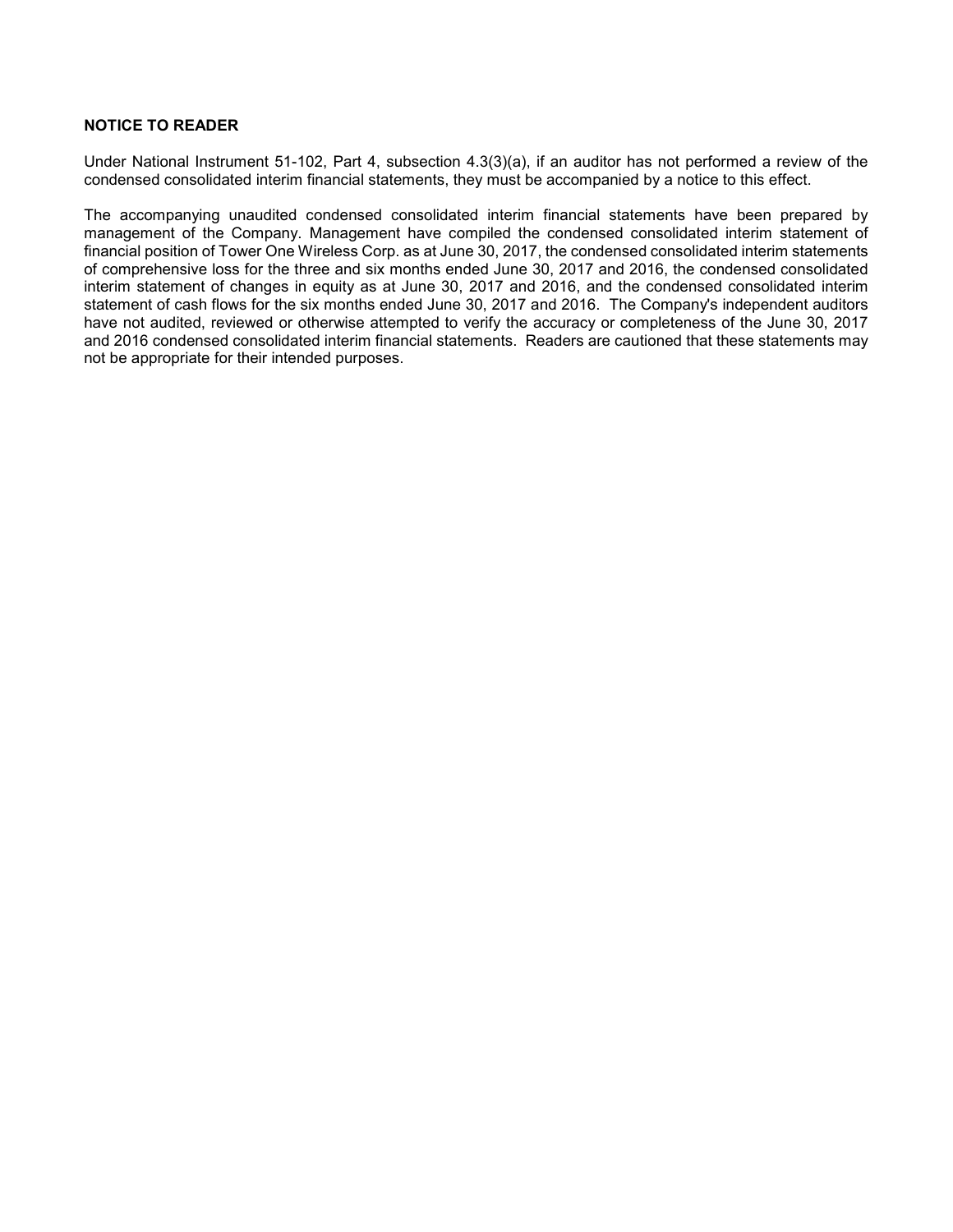**NOTICE TO READER**

Under National Instrument 51-102, Part 4, subsection 4.3(3)(a), if an auditor has not performed a review of the condensed consolidated interim financial statements, they must be accompanied by a notice to this effect.

The accompanying unaudited condensed consolidated interim financial statements have been prepared by management of the Company. Management have compiled the condensed consolidated interim statement of financial position of Tower One Wireless Corp. as at June 30, 2017, the condensed consolidated interim statements of comprehensive loss for the three and six months ended June 30, 2017 and 2016, the condensed consolidated interim statement of changes in equity as at June 30, 2017 and 2016, and the condensed consolidated interim statement of cash flows for the six months ended June 30, 2017 and 2016. The Company's independent auditors have not audited, reviewed or otherwise attempted to verify the accuracy or completeness of the June 30, 2017 and 2016 condensed consolidated interim financial statements. Readers are cautioned that these statements may not be appropriate for their intended purposes.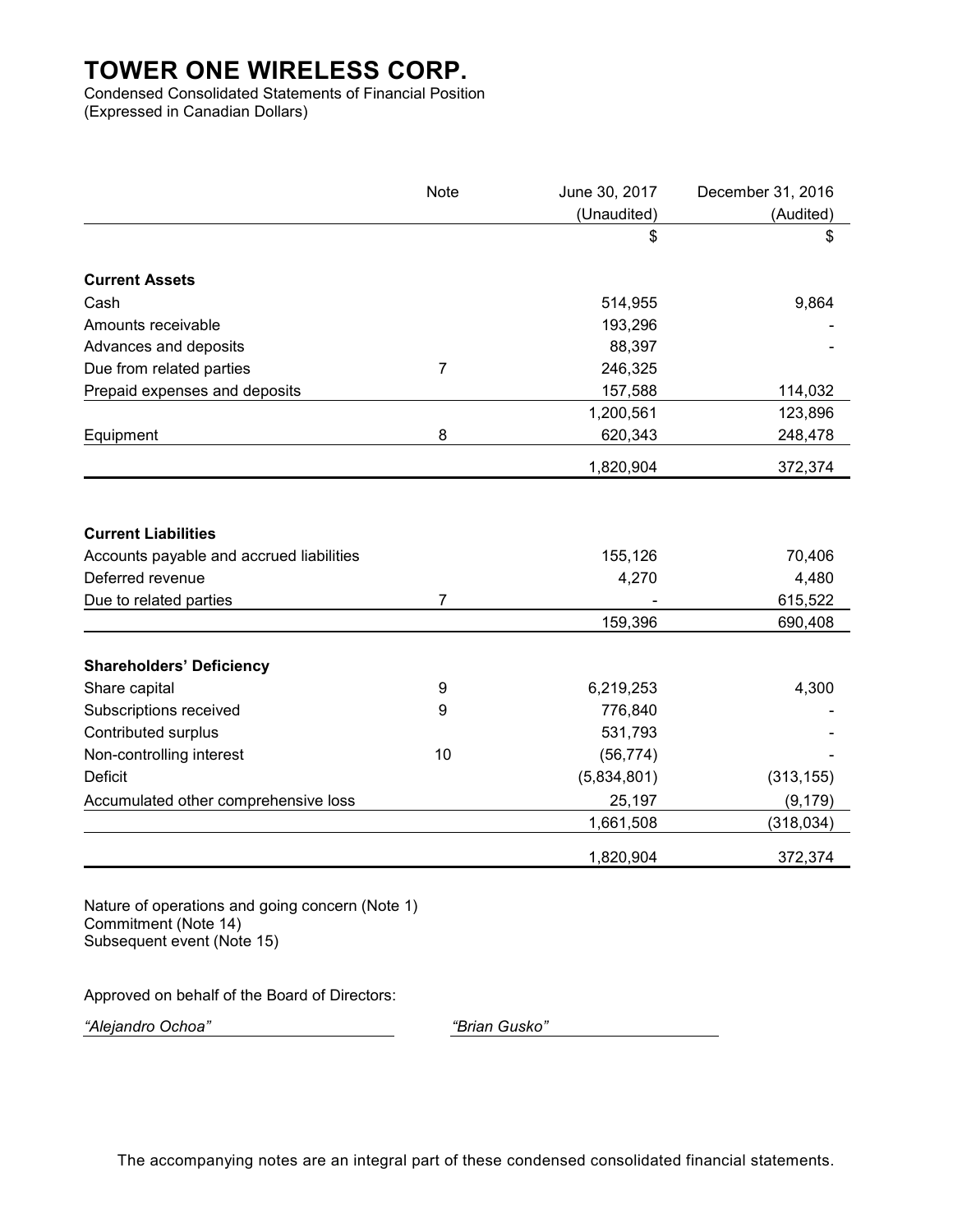# TOWER ONE WIRELESS CORP.

Condensed Consolidated Statements of Financial Position
(Expressed in Canadian Dollars)

| | Note | June 30, 2017 (Unaudited) | December 31, 2016 (Audited) |
|---|---|---|---|
| | | $ | $ |
| **Current Assets** | | | |
| Cash | | 514,955 | 9,864 |
| Amounts receivable | | 193,296 | - |
| Advances and deposits | | 88,397 | - |
| Due from related parties | 7 | 246,325 | |
| Prepaid expenses and deposits | | 157,588 | 114,032 |
| | | 1,200,561 | 123,896 |
| Equipment | 8 | 620,343 | 248,478 |
| | | 1,820,904 | 372,374 |
| **Current Liabilities** | | | |
| Accounts payable and accrued liabilities | | 155,126 | 70,406 |
| Deferred revenue | | 4,270 | 4,480 |
| Due to related parties | 7 | - | 615,522 |
| | | 159,396 | 690,408 |
| **Shareholders' Deficiency** | | | |
| Share capital | 9 | 6,219,253 | 4,300 |
| Subscriptions received | 9 | 776,840 | - |
| Contributed surplus | | 531,793 | - |
| Non-controlling interest | 10 | (56,774) | - |
| Deficit | | (5,834,801) | (313,155) |
| Accumulated other comprehensive loss | | 25,197 | (9,179) |
| | | 1,661,508 | (318,034) |
| | | 1,820,904 | 372,374 |

Nature of operations and going concern (Note 1)
Commitment (Note 14)
Subsequent event (Note 15)

Approved on behalf of the Board of Directors:

*"Alejandro Ochoa"* *"Brian Gusko"*

The accompanying notes are an integral part of these condensed consolidated financial statements.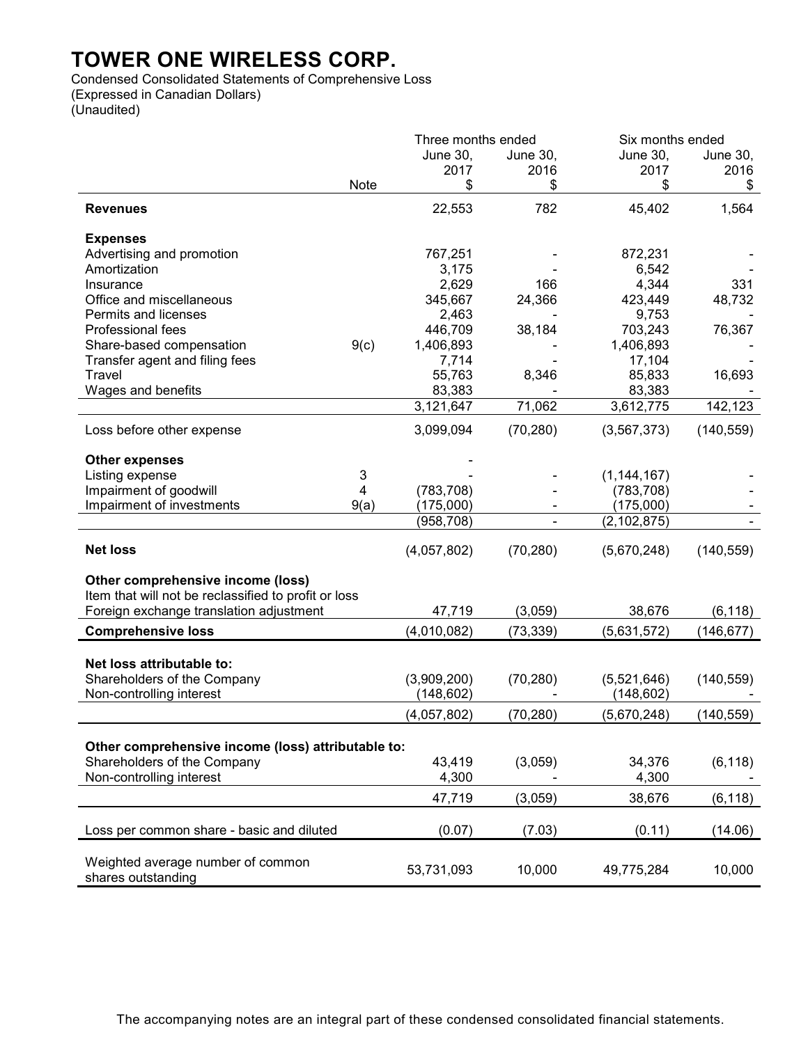# TOWER ONE WIRELESS CORP.

Condensed Consolidated Statements of Comprehensive Loss
(Expressed in Canadian Dollars)
(Unaudited)

| | Note | Three months ended June 30, 2017 $ | Three months ended June 30, 2016 $ | Six months ended June 30, 2017 $ | Six months ended June 30, 2016 $ |
|---|---|---|---|---|---|
| **Revenues** | | 22,553 | 782 | 45,402 | 1,564 |
| **Expenses** | | | | | |
| Advertising and promotion | | 767,251 | - | 872,231 | - |
| Amortization | | 3,175 | - | 6,542 | - |
| Insurance | | 2,629 | 166 | 4,344 | 331 |
| Office and miscellaneous | | 345,667 | 24,366 | 423,449 | 48,732 |
| Permits and licenses | | 2,463 | - | 9,753 | - |
| Professional fees | | 446,709 | 38,184 | 703,243 | 76,367 |
| Share-based compensation | 9(c) | 1,406,893 | - | 1,406,893 | - |
| Transfer agent and filing fees | | 7,714 | - | 17,104 | - |
| Travel | | 55,763 | 8,346 | 85,833 | 16,693 |
| Wages and benefits | | 83,383 | - | 83,383 | - |
| | | 3,121,647 | 71,062 | 3,612,775 | 142,123 |
| Loss before other expense | | 3,099,094 | (70,280) | (3,567,373) | (140,559) |
| **Other expenses** | | - | | | |
| Listing expense | 3 | - | - | (1,144,167) | - |
| Impairment of goodwill | 4 | (783,708) | - | (783,708) | - |
| Impairment of investments | 9(a) | (175,000) | - | (175,000) | - |
| | | (958,708) | - | (2,102,875) | - |
| **Net loss** | | (4,057,802) | (70,280) | (5,670,248) | (140,559) |
| **Other comprehensive income (loss)** | | | | | |
| Item that will not be reclassified to profit or loss | | | | | |
| Foreign exchange translation adjustment | | 47,719 | (3,059) | 38,676 | (6,118) |
| **Comprehensive loss** | | (4,010,082) | (73,339) | (5,631,572) | (146,677) |
| **Net loss attributable to:** | | | | | |
| Shareholders of the Company | | (3,909,200) | (70,280) | (5,521,646) | (140,559) |
| Non-controlling interest | | (148,602) | - | (148,602) | - |
| | | (4,057,802) | (70,280) | (5,670,248) | (140,559) |
| **Other comprehensive income (loss) attributable to:** | | | | | |
| Shareholders of the Company | | 43,419 | (3,059) | 34,376 | (6,118) |
| Non-controlling interest | | 4,300 | - | 4,300 | - |
| | | 47,719 | (3,059) | 38,676 | (6,118) |
| Loss per common share - basic and diluted | | (0.07) | (7.03) | (0.11) | (14.06) |
| Weighted average number of common shares outstanding | | 53,731,093 | 10,000 | 49,775,284 | 10,000 |

The accompanying notes are an integral part of these condensed consolidated financial statements.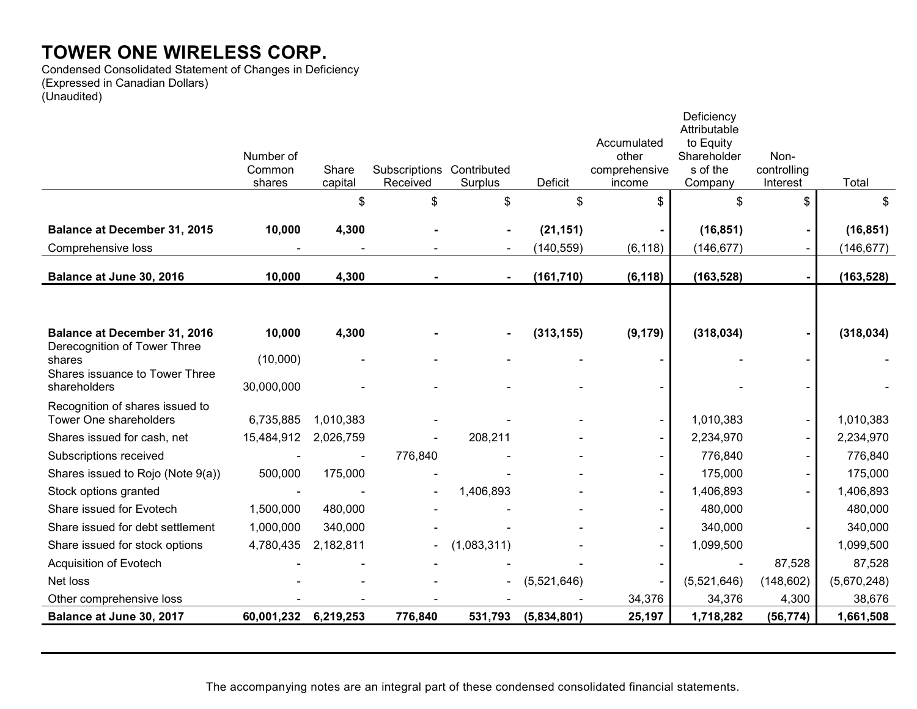# TOWER ONE WIRELESS CORP.

Condensed Consolidated Statement of Changes in Deficiency
(Expressed in Canadian Dollars)
(Unaudited)

| | Number of Common shares | Share capital | Subscriptions Received | Contributed Surplus | Deficit | Accumulated other comprehensive income | Deficiency Attributable to Equity Shareholders of the Company | Non-controlling Interest | Total |
|---|---|---|---|---|---|---|---|---|---|
| | | $ | $ | $ | $ | $ | $ | $ | $ |
| **Balance at December 31, 2015** | **10,000** | **4,300** | **-** | **-** | **(21,151)** | **-** | **(16,851)** | **-** | **(16,851)** |
| Comprehensive loss | - | - | - | - | (140,559) | (6,118) | (146,677) | - | (146,677) |
| **Balance at June 30, 2016** | **10,000** | **4,300** | **-** | **-** | **(161,710)** | **(6,118)** | **(163,528)** | **-** | **(163,528)** |
| | | | | | | | | | |
| **Balance at December 31, 2016** | **10,000** | **4,300** | **-** | **-** | **(313,155)** | **(9,179)** | **(318,034)** | **-** | **(318,034)** |
| Derecognition of Tower Three shares | (10,000) | - | - | - | - | - | - | - | - |
| Shares issuance to Tower Three shareholders | 30,000,000 | - | - | - | - | - | - | - | - |
| Recognition of shares issued to Tower One shareholders | 6,735,885 | 1,010,383 | - | - | - | - | 1,010,383 | - | 1,010,383 |
| Shares issued for cash, net | 15,484,912 | 2,026,759 | - | 208,211 | - | - | 2,234,970 | - | 2,234,970 |
| Subscriptions received | - | - | 776,840 | - | - | - | 776,840 | - | 776,840 |
| Shares issued to Rojo (Note 9(a)) | 500,000 | 175,000 | - | - | - | - | 175,000 | - | 175,000 |
| Stock options granted | - | - | - | 1,406,893 | - | - | 1,406,893 | - | 1,406,893 |
| Share issued for Evotech | 1,500,000 | 480,000 | - | - | - | - | 480,000 | | 480,000 |
| Share issued for debt settlement | 1,000,000 | 340,000 | - | - | - | - | 340,000 | - | 340,000 |
| Share issued for stock options | 4,780,435 | 2,182,811 | - | (1,083,311) | - | - | 1,099,500 | | 1,099,500 |
| Acquisition of Evotech | - | - | - | - | - | - | - | 87,528 | 87,528 |
| Net loss | - | - | - | - | (5,521,646) | - | (5,521,646) | (148,602) | (5,670,248) |
| Other comprehensive loss | - | - | - | - | - | 34,376 | 34,376 | 4,300 | 38,676 |
| **Balance at June 30, 2017** | **60,001,232** | **6,219,253** | **776,840** | **531,793** | **(5,834,801)** | **25,197** | **1,718,282** | **(56,774)** | **1,661,508** |

The accompanying notes are an integral part of these condensed consolidated financial statements.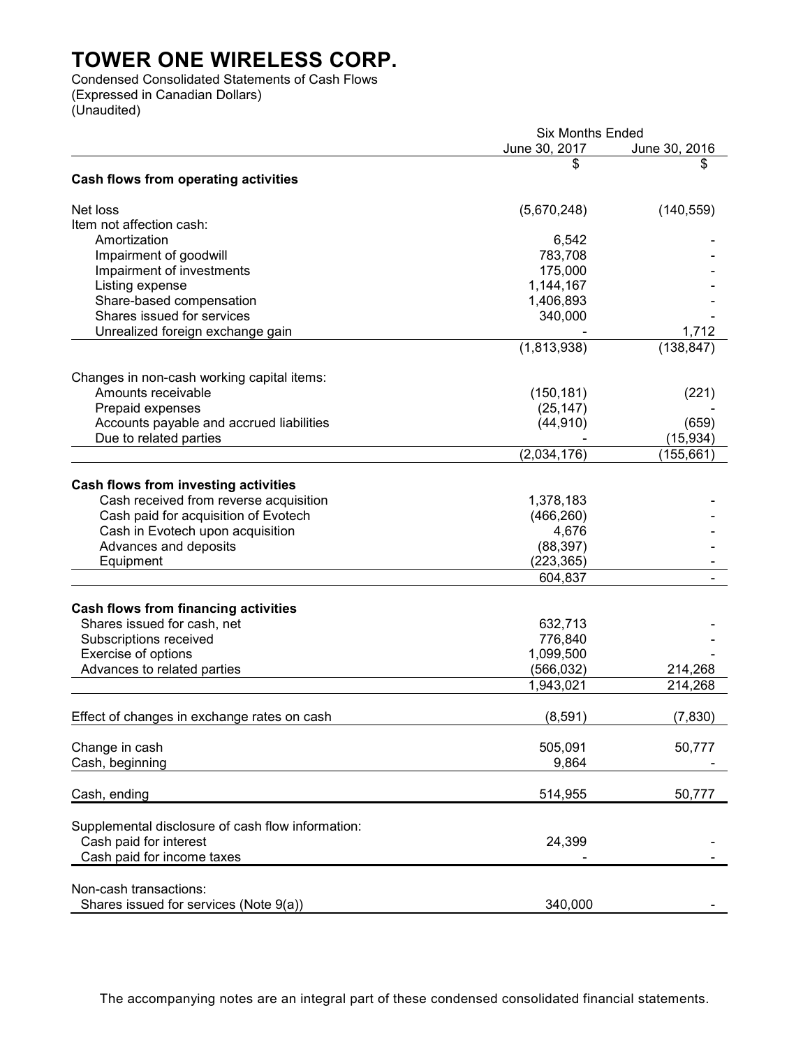# TOWER ONE WIRELESS CORP.

Condensed Consolidated Statements of Cash Flows
(Expressed in Canadian Dollars)
(Unaudited)

| | Six Months Ended | |
|---|---|---|
| | June 30, 2017 | June 30, 2016 |
| | $ | $ |
| **Cash flows from operating activities** | | |
| Net loss | (5,670,248) | (140,559) |
| Item not affection cash: | | |
| Amortization | 6,542 | - |
| Impairment of goodwill | 783,708 | - |
| Impairment of investments | 175,000 | - |
| Listing expense | 1,144,167 | - |
| Share-based compensation | 1,406,893 | - |
| Shares issued for services | 340,000 | - |
| Unrealized foreign exchange gain | - | 1,712 |
| | (1,813,938) | (138,847) |
| Changes in non-cash working capital items: | | |
| Amounts receivable | (150,181) | (221) |
| Prepaid expenses | (25,147) | - |
| Accounts payable and accrued liabilities | (44,910) | (659) |
| Due to related parties | - | (15,934) |
| | (2,034,176) | (155,661) |
| **Cash flows from investing activities** | | |
| Cash received from reverse acquisition | 1,378,183 | - |
| Cash paid for acquisition of Evotech | (466,260) | - |
| Cash in Evotech upon acquisition | 4,676 | - |
| Advances and deposits | (88,397) | - |
| Equipment | (223,365) | - |
| | 604,837 | - |
| **Cash flows from financing activities** | | |
| Shares issued for cash, net | 632,713 | - |
| Subscriptions received | 776,840 | - |
| Exercise of options | 1,099,500 | - |
| Advances to related parties | (566,032) | 214,268 |
| | 1,943,021 | 214,268 |
| Effect of changes in exchange rates on cash | (8,591) | (7,830) |
| Change in cash | 505,091 | 50,777 |
| Cash, beginning | 9,864 | - |
| Cash, ending | 514,955 | 50,777 |
| Supplemental disclosure of cash flow information: | | |
| Cash paid for interest | 24,399 | - |
| Cash paid for income taxes | - | - |
| Non-cash transactions: | | |
| Shares issued for services (Note 9(a)) | 340,000 | - |

The accompanying notes are an integral part of these condensed consolidated financial statements.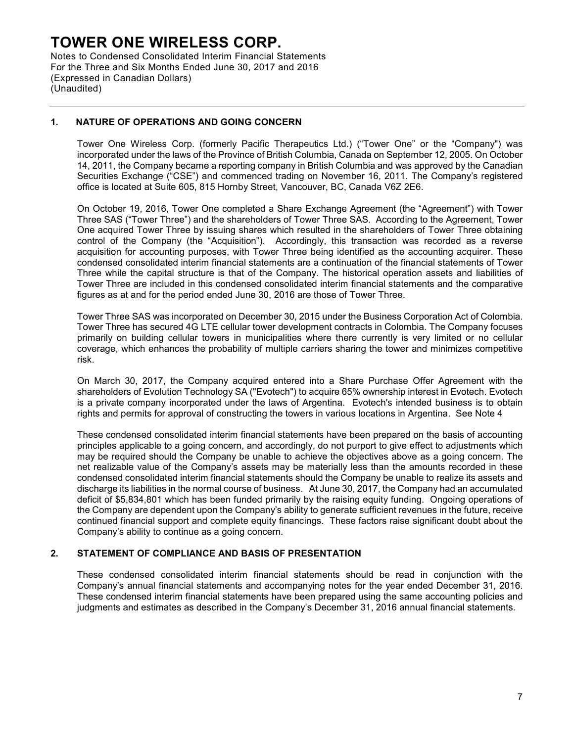# TOWER ONE WIRELESS CORP.

Notes to Condensed Consolidated Interim Financial Statements
For the Three and Six Months Ended June 30, 2017 and 2016
(Expressed in Canadian Dollars)
(Unaudited)

## 1. NATURE OF OPERATIONS AND GOING CONCERN

Tower One Wireless Corp. (formerly Pacific Therapeutics Ltd.) ("Tower One" or the "Company") was incorporated under the laws of the Province of British Columbia, Canada on September 12, 2005. On October 14, 2011, the Company became a reporting company in British Columbia and was approved by the Canadian Securities Exchange ("CSE") and commenced trading on November 16, 2011. The Company's registered office is located at Suite 605, 815 Hornby Street, Vancouver, BC, Canada V6Z 2E6.

On October 19, 2016, Tower One completed a Share Exchange Agreement (the "Agreement") with Tower Three SAS ("Tower Three") and the shareholders of Tower Three SAS. According to the Agreement, Tower One acquired Tower Three by issuing shares which resulted in the shareholders of Tower Three obtaining control of the Company (the "Acquisition"). Accordingly, this transaction was recorded as a reverse acquisition for accounting purposes, with Tower Three being identified as the accounting acquirer. These condensed consolidated interim financial statements are a continuation of the financial statements of Tower Three while the capital structure is that of the Company. The historical operation assets and liabilities of Tower Three are included in this condensed consolidated interim financial statements and the comparative figures as at and for the period ended June 30, 2016 are those of Tower Three.

Tower Three SAS was incorporated on December 30, 2015 under the Business Corporation Act of Colombia. Tower Three has secured 4G LTE cellular tower development contracts in Colombia. The Company focuses primarily on building cellular towers in municipalities where there currently is very limited or no cellular coverage, which enhances the probability of multiple carriers sharing the tower and minimizes competitive risk.

On March 30, 2017, the Company acquired entered into a Share Purchase Offer Agreement with the shareholders of Evolution Technology SA ("Evotech") to acquire 65% ownership interest in Evotech. Evotech is a private company incorporated under the laws of Argentina. Evotech's intended business is to obtain rights and permits for approval of constructing the towers in various locations in Argentina. See Note 4

These condensed consolidated interim financial statements have been prepared on the basis of accounting principles applicable to a going concern, and accordingly, do not purport to give effect to adjustments which may be required should the Company be unable to achieve the objectives above as a going concern. The net realizable value of the Company's assets may be materially less than the amounts recorded in these condensed consolidated interim financial statements should the Company be unable to realize its assets and discharge its liabilities in the normal course of business. At June 30, 2017, the Company had an accumulated deficit of $5,834,801 which has been funded primarily by the raising equity funding. Ongoing operations of the Company are dependent upon the Company's ability to generate sufficient revenues in the future, receive continued financial support and complete equity financings. These factors raise significant doubt about the Company's ability to continue as a going concern.

## 2. STATEMENT OF COMPLIANCE AND BASIS OF PRESENTATION

These condensed consolidated interim financial statements should be read in conjunction with the Company's annual financial statements and accompanying notes for the year ended December 31, 2016. These condensed interim financial statements have been prepared using the same accounting policies and judgments and estimates as described in the Company's December 31, 2016 annual financial statements.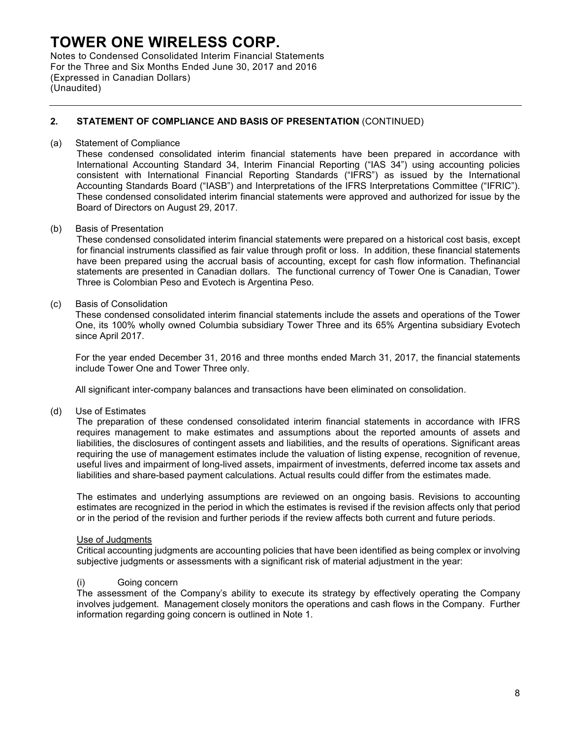# TOWER ONE WIRELESS CORP.

Notes to Condensed Consolidated Interim Financial Statements
For the Three and Six Months Ended June 30, 2017 and 2016
(Expressed in Canadian Dollars)
(Unaudited)

## 2. STATEMENT OF COMPLIANCE AND BASIS OF PRESENTATION (CONTINUED)

(a) Statement of Compliance

These condensed consolidated interim financial statements have been prepared in accordance with International Accounting Standard 34, Interim Financial Reporting ("IAS 34") using accounting policies consistent with International Financial Reporting Standards ("IFRS") as issued by the International Accounting Standards Board ("IASB") and Interpretations of the IFRS Interpretations Committee ("IFRIC"). These condensed consolidated interim financial statements were approved and authorized for issue by the Board of Directors on August 29, 2017.

(b) Basis of Presentation

These condensed consolidated interim financial statements were prepared on a historical cost basis, except for financial instruments classified as fair value through profit or loss. In addition, these financial statements have been prepared using the accrual basis of accounting, except for cash flow information. Thefinancial statements are presented in Canadian dollars. The functional currency of Tower One is Canadian, Tower Three is Colombian Peso and Evotech is Argentina Peso.

(c) Basis of Consolidation

These condensed consolidated interim financial statements include the assets and operations of the Tower One, its 100% wholly owned Columbia subsidiary Tower Three and its 65% Argentina subsidiary Evotech since April 2017.

For the year ended December 31, 2016 and three months ended March 31, 2017, the financial statements include Tower One and Tower Three only.

All significant inter-company balances and transactions have been eliminated on consolidation.

(d) Use of Estimates

The preparation of these condensed consolidated interim financial statements in accordance with IFRS requires management to make estimates and assumptions about the reported amounts of assets and liabilities, the disclosures of contingent assets and liabilities, and the results of operations. Significant areas requiring the use of management estimates include the valuation of listing expense, recognition of revenue, useful lives and impairment of long-lived assets, impairment of investments, deferred income tax assets and liabilities and share-based payment calculations. Actual results could differ from the estimates made.

The estimates and underlying assumptions are reviewed on an ongoing basis. Revisions to accounting estimates are recognized in the period in which the estimates is revised if the revision affects only that period or in the period of the revision and further periods if the review affects both current and future periods.

Use of Judgments

Critical accounting judgments are accounting policies that have been identified as being complex or involving subjective judgments or assessments with a significant risk of material adjustment in the year:

(i) Going concern

The assessment of the Company's ability to execute its strategy by effectively operating the Company involves judgement. Management closely monitors the operations and cash flows in the Company. Further information regarding going concern is outlined in Note 1.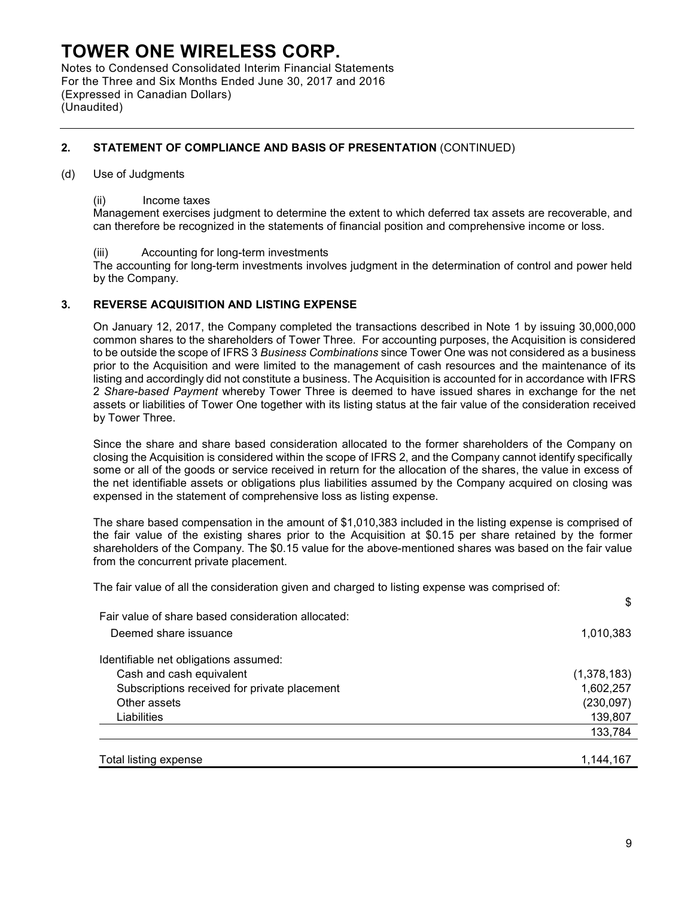## 2. STATEMENT OF COMPLIANCE AND BASIS OF PRESENTATION (CONTINUED)

(d) Use of Judgments

(ii) Income taxes

Management exercises judgment to determine the extent to which deferred tax assets are recoverable, and can therefore be recognized in the statements of financial position and comprehensive income or loss.

(iii) Accounting for long-term investments

The accounting for long-term investments involves judgment in the determination of control and power held by the Company.

## 3. REVERSE ACQUISITION AND LISTING EXPENSE

On January 12, 2017, the Company completed the transactions described in Note 1 by issuing 30,000,000 common shares to the shareholders of Tower Three. For accounting purposes, the Acquisition is considered to be outside the scope of IFRS 3 *Business Combinations* since Tower One was not considered as a business prior to the Acquisition and were limited to the management of cash resources and the maintenance of its listing and accordingly did not constitute a business. The Acquisition is accounted for in accordance with IFRS 2 *Share-based Payment* whereby Tower Three is deemed to have issued shares in exchange for the net assets or liabilities of Tower One together with its listing status at the fair value of the consideration received by Tower Three.

Since the share and share based consideration allocated to the former shareholders of the Company on closing the Acquisition is considered within the scope of IFRS 2, and the Company cannot identify specifically some or all of the goods or service received in return for the allocation of the shares, the value in excess of the net identifiable assets or obligations plus liabilities assumed by the Company acquired on closing was expensed in the statement of comprehensive loss as listing expense.

The share based compensation in the amount of $1,010,383 included in the listing expense is comprised of the fair value of the existing shares prior to the Acquisition at $0.15 per share retained by the former shareholders of the Company. The $0.15 value for the above-mentioned shares was based on the fair value from the concurrent private placement.

The fair value of all the consideration given and charged to listing expense was comprised of:

| | $ |
|---|---|
| Fair value of share based consideration allocated: | |
| Deemed share issuance | 1,010,383 |
| Identifiable net obligations assumed: | |
| Cash and cash equivalent | (1,378,183) |
| Subscriptions received for private placement | 1,602,257 |
| Other assets | (230,097) |
| Liabilities | 139,807 |
| | 133,784 |
| Total listing expense | 1,144,167 |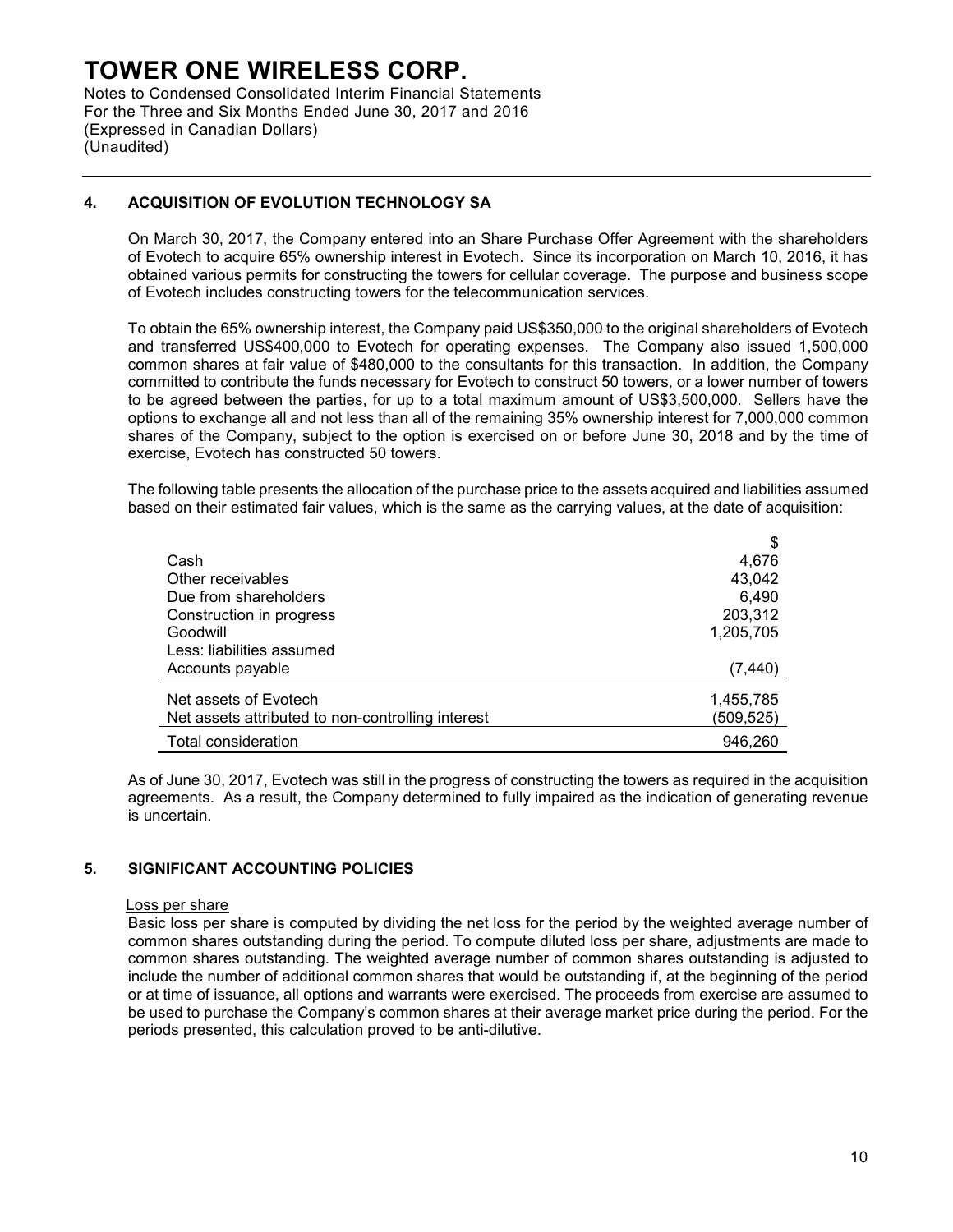## 4. ACQUISITION OF EVOLUTION TECHNOLOGY SA

On March 30, 2017, the Company entered into an Share Purchase Offer Agreement with the shareholders of Evotech to acquire 65% ownership interest in Evotech. Since its incorporation on March 10, 2016, it has obtained various permits for constructing the towers for cellular coverage. The purpose and business scope of Evotech includes constructing towers for the telecommunication services.

To obtain the 65% ownership interest, the Company paid US$350,000 to the original shareholders of Evotech and transferred US$400,000 to Evotech for operating expenses. The Company also issued 1,500,000 common shares at fair value of $480,000 to the consultants for this transaction. In addition, the Company committed to contribute the funds necessary for Evotech to construct 50 towers, or a lower number of towers to be agreed between the parties, for up to a total maximum amount of US$3,500,000. Sellers have the options to exchange all and not less than all of the remaining 35% ownership interest for 7,000,000 common shares of the Company, subject to the option is exercised on or before June 30, 2018 and by the time of exercise, Evotech has constructed 50 towers.

The following table presents the allocation of the purchase price to the assets acquired and liabilities assumed based on their estimated fair values, which is the same as the carrying values, at the date of acquisition:

| | $ |
|---|---|
| Cash | 4,676 |
| Other receivables | 43,042 |
| Due from shareholders | 6,490 |
| Construction in progress | 203,312 |
| Goodwill | 1,205,705 |
| Less: liabilities assumed | |
| Accounts payable | (7,440) |
| Net assets of Evotech | 1,455,785 |
| Net assets attributed to non-controlling interest | (509,525) |
| Total consideration | 946,260 |

As of June 30, 2017, Evotech was still in the progress of constructing the towers as required in the acquisition agreements. As a result, the Company determined to fully impaired as the indication of generating revenue is uncertain.

## 5. SIGNIFICANT ACCOUNTING POLICIES

Loss per share

Basic loss per share is computed by dividing the net loss for the period by the weighted average number of common shares outstanding during the period. To compute diluted loss per share, adjustments are made to common shares outstanding. The weighted average number of common shares outstanding is adjusted to include the number of additional common shares that would be outstanding if, at the beginning of the period or at time of issuance, all options and warrants were exercised. The proceeds from exercise are assumed to be used to purchase the Company's common shares at their average market price during the period. For the periods presented, this calculation proved to be anti-dilutive.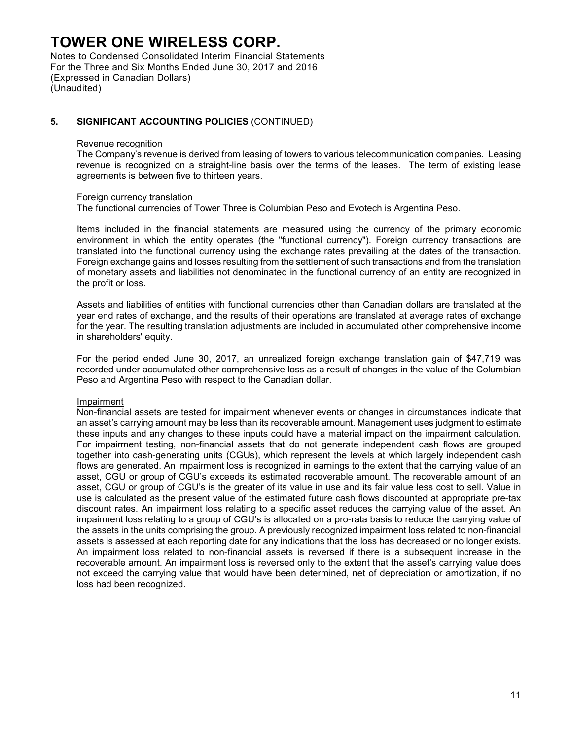# TOWER ONE WIRELESS CORP.

Notes to Condensed Consolidated Interim Financial Statements
For the Three and Six Months Ended June 30, 2017 and 2016
(Expressed in Canadian Dollars)
(Unaudited)

## 5. SIGNIFICANT ACCOUNTING POLICIES (CONTINUED)

### Revenue recognition

The Company's revenue is derived from leasing of towers to various telecommunication companies. Leasing revenue is recognized on a straight-line basis over the terms of the leases. The term of existing lease agreements is between five to thirteen years.

### Foreign currency translation

The functional currencies of Tower Three is Columbian Peso and Evotech is Argentina Peso.

Items included in the financial statements are measured using the currency of the primary economic environment in which the entity operates (the "functional currency"). Foreign currency transactions are translated into the functional currency using the exchange rates prevailing at the dates of the transaction. Foreign exchange gains and losses resulting from the settlement of such transactions and from the translation of monetary assets and liabilities not denominated in the functional currency of an entity are recognized in the profit or loss.

Assets and liabilities of entities with functional currencies other than Canadian dollars are translated at the year end rates of exchange, and the results of their operations are translated at average rates of exchange for the year. The resulting translation adjustments are included in accumulated other comprehensive income in shareholders' equity.

For the period ended June 30, 2017, an unrealized foreign exchange translation gain of $47,719 was recorded under accumulated other comprehensive loss as a result of changes in the value of the Columbian Peso and Argentina Peso with respect to the Canadian dollar.

### Impairment

Non-financial assets are tested for impairment whenever events or changes in circumstances indicate that an asset's carrying amount may be less than its recoverable amount. Management uses judgment to estimate these inputs and any changes to these inputs could have a material impact on the impairment calculation. For impairment testing, non-financial assets that do not generate independent cash flows are grouped together into cash-generating units (CGUs), which represent the levels at which largely independent cash flows are generated. An impairment loss is recognized in earnings to the extent that the carrying value of an asset, CGU or group of CGU's exceeds its estimated recoverable amount. The recoverable amount of an asset, CGU or group of CGU's is the greater of its value in use and its fair value less cost to sell. Value in use is calculated as the present value of the estimated future cash flows discounted at appropriate pre-tax discount rates. An impairment loss relating to a specific asset reduces the carrying value of the asset. An impairment loss relating to a group of CGU's is allocated on a pro-rata basis to reduce the carrying value of the assets in the units comprising the group. A previously recognized impairment loss related to non-financial assets is assessed at each reporting date for any indications that the loss has decreased or no longer exists. An impairment loss related to non-financial assets is reversed if there is a subsequent increase in the recoverable amount. An impairment loss is reversed only to the extent that the asset's carrying value does not exceed the carrying value that would have been determined, net of depreciation or amortization, if no loss had been recognized.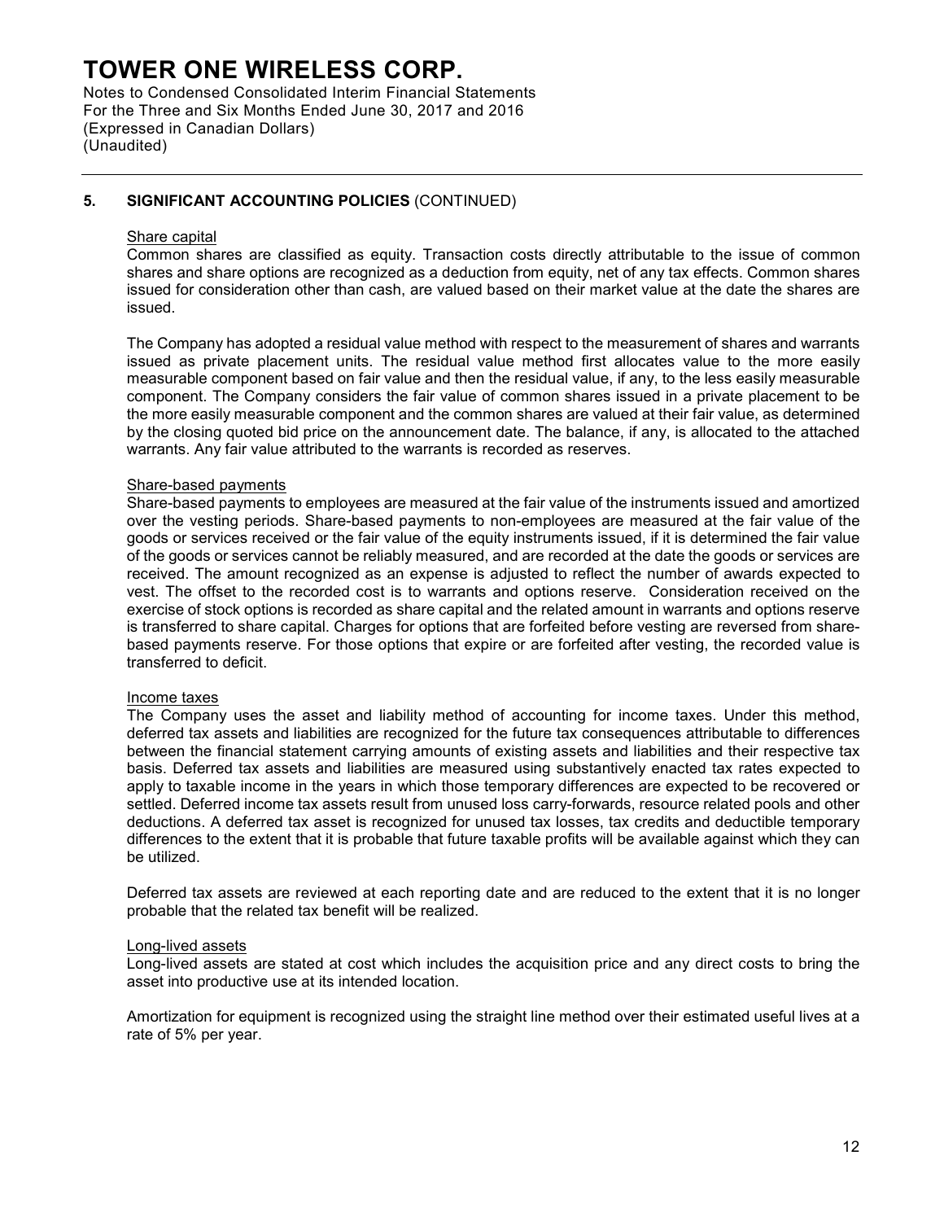## 5. SIGNIFICANT ACCOUNTING POLICIES (CONTINUED)

### Share capital

Common shares are classified as equity. Transaction costs directly attributable to the issue of common shares and share options are recognized as a deduction from equity, net of any tax effects. Common shares issued for consideration other than cash, are valued based on their market value at the date the shares are issued.

The Company has adopted a residual value method with respect to the measurement of shares and warrants issued as private placement units. The residual value method first allocates value to the more easily measurable component based on fair value and then the residual value, if any, to the less easily measurable component. The Company considers the fair value of common shares issued in a private placement to be the more easily measurable component and the common shares are valued at their fair value, as determined by the closing quoted bid price on the announcement date. The balance, if any, is allocated to the attached warrants. Any fair value attributed to the warrants is recorded as reserves.

### Share-based payments

Share-based payments to employees are measured at the fair value of the instruments issued and amortized over the vesting periods. Share-based payments to non-employees are measured at the fair value of the goods or services received or the fair value of the equity instruments issued, if it is determined the fair value of the goods or services cannot be reliably measured, and are recorded at the date the goods or services are received. The amount recognized as an expense is adjusted to reflect the number of awards expected to vest. The offset to the recorded cost is to warrants and options reserve. Consideration received on the exercise of stock options is recorded as share capital and the related amount in warrants and options reserve is transferred to share capital. Charges for options that are forfeited before vesting are reversed from share-based payments reserve. For those options that expire or are forfeited after vesting, the recorded value is transferred to deficit.

### Income taxes

The Company uses the asset and liability method of accounting for income taxes. Under this method, deferred tax assets and liabilities are recognized for the future tax consequences attributable to differences between the financial statement carrying amounts of existing assets and liabilities and their respective tax basis. Deferred tax assets and liabilities are measured using substantively enacted tax rates expected to apply to taxable income in the years in which those temporary differences are expected to be recovered or settled. Deferred income tax assets result from unused loss carry-forwards, resource related pools and other deductions. A deferred tax asset is recognized for unused tax losses, tax credits and deductible temporary differences to the extent that it is probable that future taxable profits will be available against which they can be utilized.

Deferred tax assets are reviewed at each reporting date and are reduced to the extent that it is no longer probable that the related tax benefit will be realized.

### Long-lived assets

Long-lived assets are stated at cost which includes the acquisition price and any direct costs to bring the asset into productive use at its intended location.

Amortization for equipment is recognized using the straight line method over their estimated useful lives at a rate of 5% per year.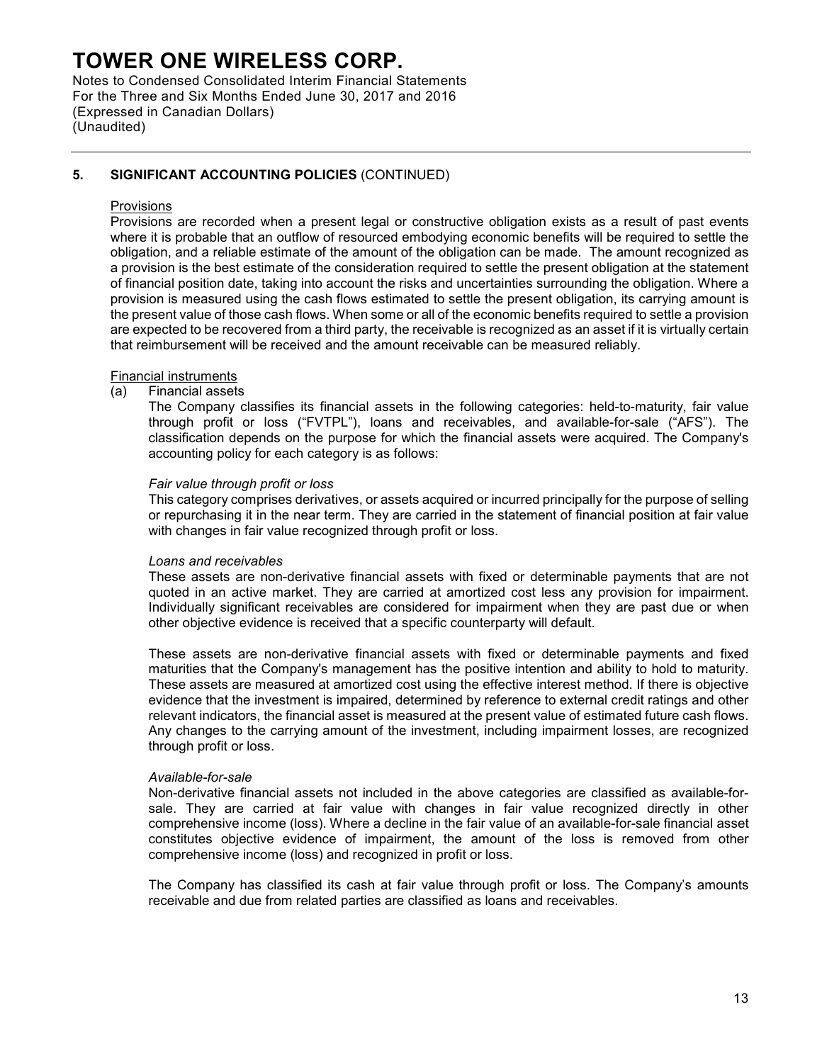## 5. SIGNIFICANT ACCOUNTING POLICIES (CONTINUED)

Provisions

Provisions are recorded when a present legal or constructive obligation exists as a result of past events where it is probable that an outflow of resourced embodying economic benefits will be required to settle the obligation, and a reliable estimate of the amount of the obligation can be made. The amount recognized as a provision is the best estimate of the consideration required to settle the present obligation at the statement of financial position date, taking into account the risks and uncertainties surrounding the obligation. Where a provision is measured using the cash flows estimated to settle the present obligation, its carrying amount is the present value of those cash flows. When some or all of the economic benefits required to settle a provision are expected to be recovered from a third party, the receivable is recognized as an asset if it is virtually certain that reimbursement will be received and the amount receivable can be measured reliably.

Financial instruments

(a) Financial assets

The Company classifies its financial assets in the following categories: held-to-maturity, fair value through profit or loss ("FVTPL"), loans and receivables, and available-for-sale ("AFS"). The classification depends on the purpose for which the financial assets were acquired. The Company's accounting policy for each category is as follows:

*Fair value through profit or loss*

This category comprises derivatives, or assets acquired or incurred principally for the purpose of selling or repurchasing it in the near term. They are carried in the statement of financial position at fair value with changes in fair value recognized through profit or loss.

*Loans and receivables*

These assets are non-derivative financial assets with fixed or determinable payments that are not quoted in an active market. They are carried at amortized cost less any provision for impairment. Individually significant receivables are considered for impairment when they are past due or when other objective evidence is received that a specific counterparty will default.

These assets are non-derivative financial assets with fixed or determinable payments and fixed maturities that the Company's management has the positive intention and ability to hold to maturity. These assets are measured at amortized cost using the effective interest method. If there is objective evidence that the investment is impaired, determined by reference to external credit ratings and other relevant indicators, the financial asset is measured at the present value of estimated future cash flows. Any changes to the carrying amount of the investment, including impairment losses, are recognized through profit or loss.

*Available-for-sale*

Non-derivative financial assets not included in the above categories are classified as available-for-sale. They are carried at fair value with changes in fair value recognized directly in other comprehensive income (loss). Where a decline in the fair value of an available-for-sale financial asset constitutes objective evidence of impairment, the amount of the loss is removed from other comprehensive income (loss) and recognized in profit or loss.

The Company has classified its cash at fair value through profit or loss. The Company's amounts receivable and due from related parties are classified as loans and receivables.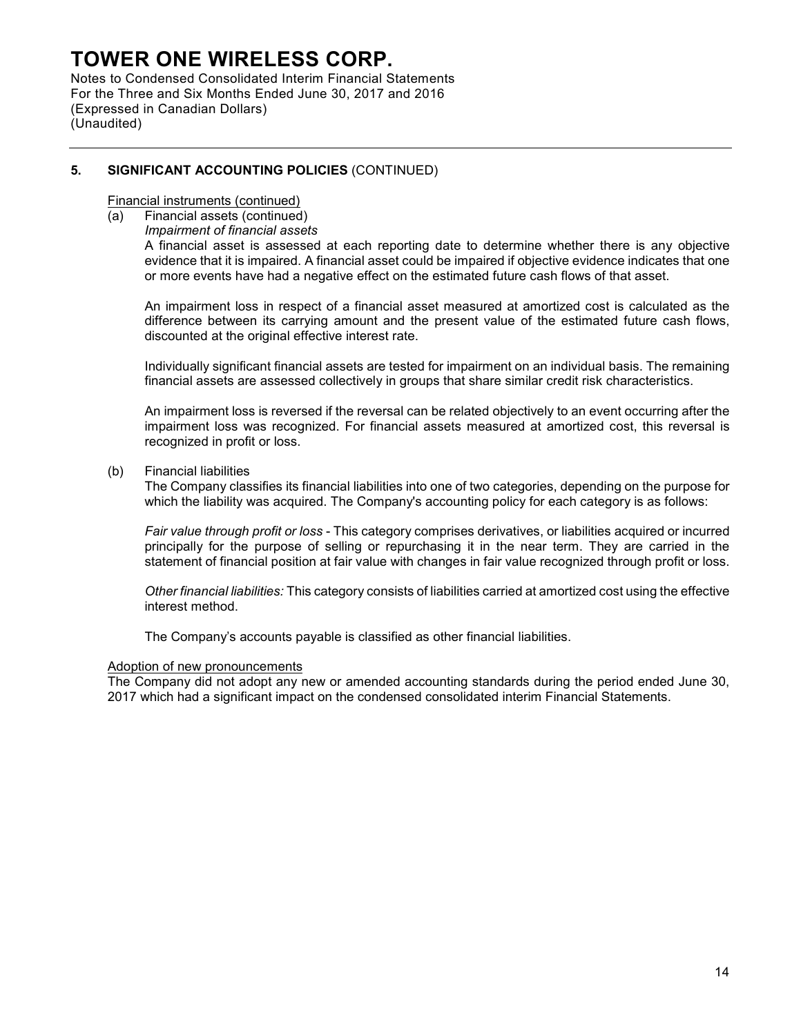## 5. SIGNIFICANT ACCOUNTING POLICIES (CONTINUED)

Financial instruments (continued)

(a) Financial assets (continued)

*Impairment of financial assets*

A financial asset is assessed at each reporting date to determine whether there is any objective evidence that it is impaired. A financial asset could be impaired if objective evidence indicates that one or more events have had a negative effect on the estimated future cash flows of that asset.

An impairment loss in respect of a financial asset measured at amortized cost is calculated as the difference between its carrying amount and the present value of the estimated future cash flows, discounted at the original effective interest rate.

Individually significant financial assets are tested for impairment on an individual basis. The remaining financial assets are assessed collectively in groups that share similar credit risk characteristics.

An impairment loss is reversed if the reversal can be related objectively to an event occurring after the impairment loss was recognized. For financial assets measured at amortized cost, this reversal is recognized in profit or loss.

(b) Financial liabilities

The Company classifies its financial liabilities into one of two categories, depending on the purpose for which the liability was acquired. The Company's accounting policy for each category is as follows:

*Fair value through profit or loss* - This category comprises derivatives, or liabilities acquired or incurred principally for the purpose of selling or repurchasing it in the near term. They are carried in the statement of financial position at fair value with changes in fair value recognized through profit or loss.

*Other financial liabilities:* This category consists of liabilities carried at amortized cost using the effective interest method.

The Company's accounts payable is classified as other financial liabilities.

Adoption of new pronouncements

The Company did not adopt any new or amended accounting standards during the period ended June 30, 2017 which had a significant impact on the condensed consolidated interim Financial Statements.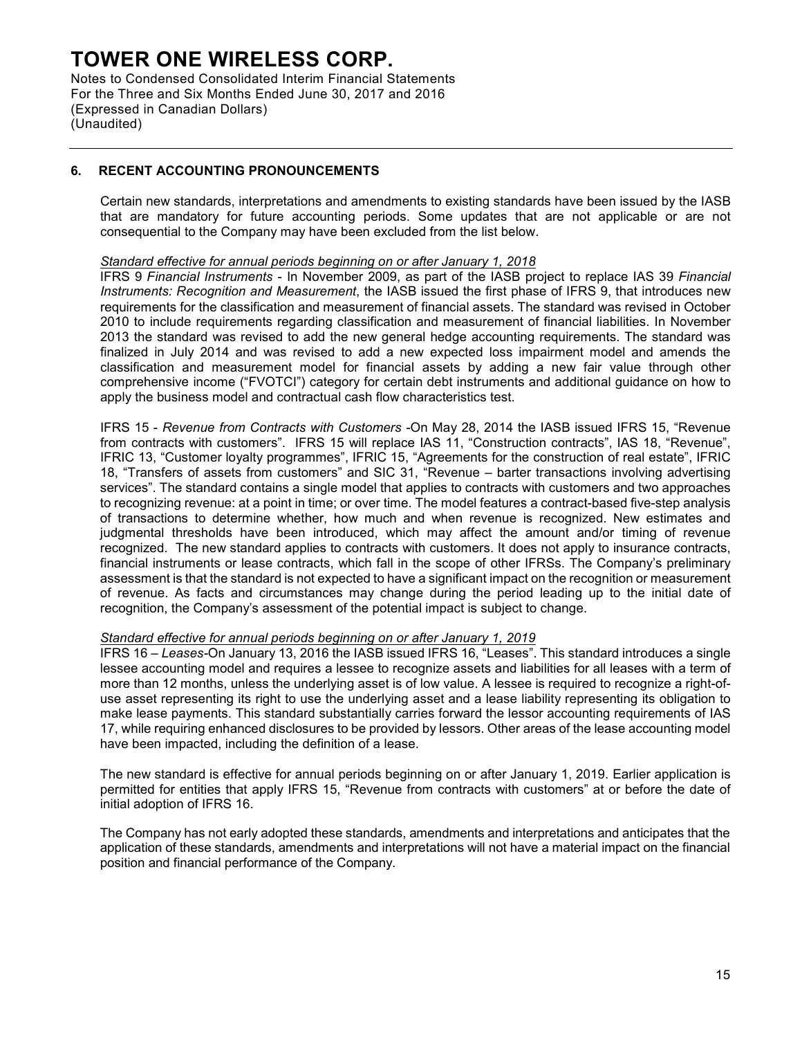## 6. RECENT ACCOUNTING PRONOUNCEMENTS

Certain new standards, interpretations and amendments to existing standards have been issued by the IASB that are mandatory for future accounting periods. Some updates that are not applicable or are not consequential to the Company may have been excluded from the list below.

*Standard effective for annual periods beginning on or after January 1, 2018*

IFRS 9 *Financial Instruments* - In November 2009, as part of the IASB project to replace IAS 39 *Financial Instruments: Recognition and Measurement*, the IASB issued the first phase of IFRS 9, that introduces new requirements for the classification and measurement of financial assets. The standard was revised in October 2010 to include requirements regarding classification and measurement of financial liabilities. In November 2013 the standard was revised to add the new general hedge accounting requirements. The standard was finalized in July 2014 and was revised to add a new expected loss impairment model and amends the classification and measurement model for financial assets by adding a new fair value through other comprehensive income ("FVOTCI") category for certain debt instruments and additional guidance on how to apply the business model and contractual cash flow characteristics test.

IFRS 15 - *Revenue from Contracts with Customers* -On May 28, 2014 the IASB issued IFRS 15, "Revenue from contracts with customers". IFRS 15 will replace IAS 11, "Construction contracts", IAS 18, "Revenue", IFRIC 13, "Customer loyalty programmes", IFRIC 15, "Agreements for the construction of real estate", IFRIC 18, "Transfers of assets from customers" and SIC 31, "Revenue – barter transactions involving advertising services". The standard contains a single model that applies to contracts with customers and two approaches to recognizing revenue: at a point in time; or over time. The model features a contract-based five-step analysis of transactions to determine whether, how much and when revenue is recognized. New estimates and judgmental thresholds have been introduced, which may affect the amount and/or timing of revenue recognized. The new standard applies to contracts with customers. It does not apply to insurance contracts, financial instruments or lease contracts, which fall in the scope of other IFRSs. The Company's preliminary assessment is that the standard is not expected to have a significant impact on the recognition or measurement of revenue. As facts and circumstances may change during the period leading up to the initial date of recognition, the Company's assessment of the potential impact is subject to change.

*Standard effective for annual periods beginning on or after January 1, 2019*

IFRS 16 – *Leases*-On January 13, 2016 the IASB issued IFRS 16, "Leases". This standard introduces a single lessee accounting model and requires a lessee to recognize assets and liabilities for all leases with a term of more than 12 months, unless the underlying asset is of low value. A lessee is required to recognize a right-of-use asset representing its right to use the underlying asset and a lease liability representing its obligation to make lease payments. This standard substantially carries forward the lessor accounting requirements of IAS 17, while requiring enhanced disclosures to be provided by lessors. Other areas of the lease accounting model have been impacted, including the definition of a lease.

The new standard is effective for annual periods beginning on or after January 1, 2019. Earlier application is permitted for entities that apply IFRS 15, "Revenue from contracts with customers" at or before the date of initial adoption of IFRS 16.

The Company has not early adopted these standards, amendments and interpretations and anticipates that the application of these standards, amendments and interpretations will not have a material impact on the financial position and financial performance of the Company.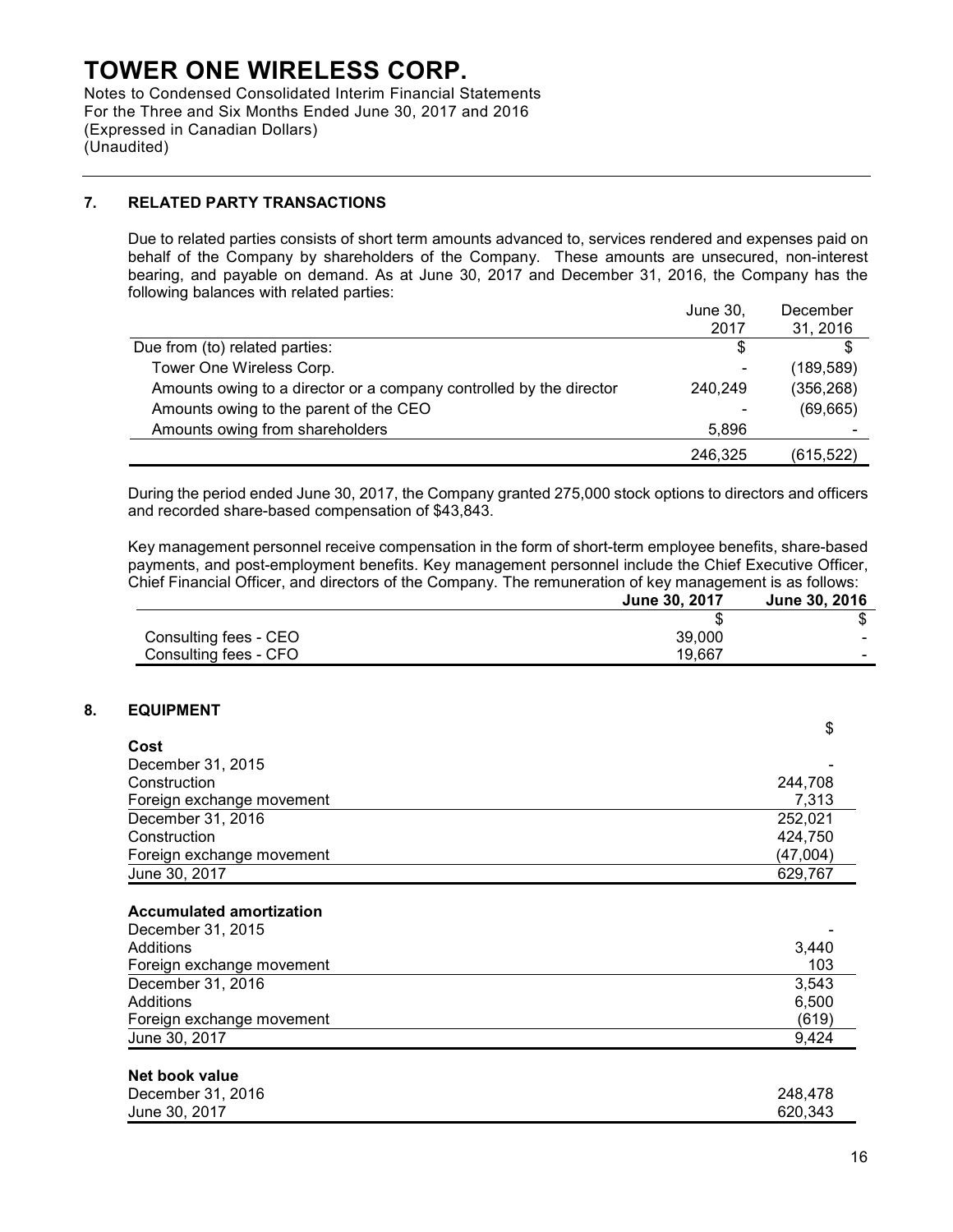# TOWER ONE WIRELESS CORP.

Notes to Condensed Consolidated Interim Financial Statements
For the Three and Six Months Ended June 30, 2017 and 2016
(Expressed in Canadian Dollars)
(Unaudited)

## 7. RELATED PARTY TRANSACTIONS

Due to related parties consists of short term amounts advanced to, services rendered and expenses paid on behalf of the Company by shareholders of the Company. These amounts are unsecured, non-interest bearing, and payable on demand. As at June 30, 2017 and December 31, 2016, the Company has the following balances with related parties:

| | June 30, 2017 | December 31, 2016 |
|---|---|---|
| Due from (to) related parties: | $ | $ |
| Tower One Wireless Corp. | - | (189,589) |
| Amounts owing to a director or a company controlled by the director | 240,249 | (356,268) |
| Amounts owing to the parent of the CEO | - | (69,665) |
| Amounts owing from shareholders | 5,896 | - |
| | 246,325 | (615,522) |

During the period ended June 30, 2017, the Company granted 275,000 stock options to directors and officers and recorded share-based compensation of $43,843.

Key management personnel receive compensation in the form of short-term employee benefits, share-based payments, and post-employment benefits. Key management personnel include the Chief Executive Officer, Chief Financial Officer, and directors of the Company. The remuneration of key management is as follows:

| | **June 30, 2017** | **June 30, 2016** |
|---|---|---|
| | $ | $ |
| Consulting fees - CEO | 39,000 | - |
| Consulting fees - CFO | 19,667 | - |

## 8. EQUIPMENT

| | $ |
|---|---|
| **Cost** | |
| December 31, 2015 | - |
| Construction | 244,708 |
| Foreign exchange movement | 7,313 |
| December 31, 2016 | 252,021 |
| Construction | 424,750 |
| Foreign exchange movement | (47,004) |
| June 30, 2017 | 629,767 |
| **Accumulated amortization** | |
| December 31, 2015 | - |
| Additions | 3,440 |
| Foreign exchange movement | 103 |
| December 31, 2016 | 3,543 |
| Additions | 6,500 |
| Foreign exchange movement | (619) |
| June 30, 2017 | 9,424 |
| **Net book value** | |
| December 31, 2016 | 248,478 |
| June 30, 2017 | 620,343 |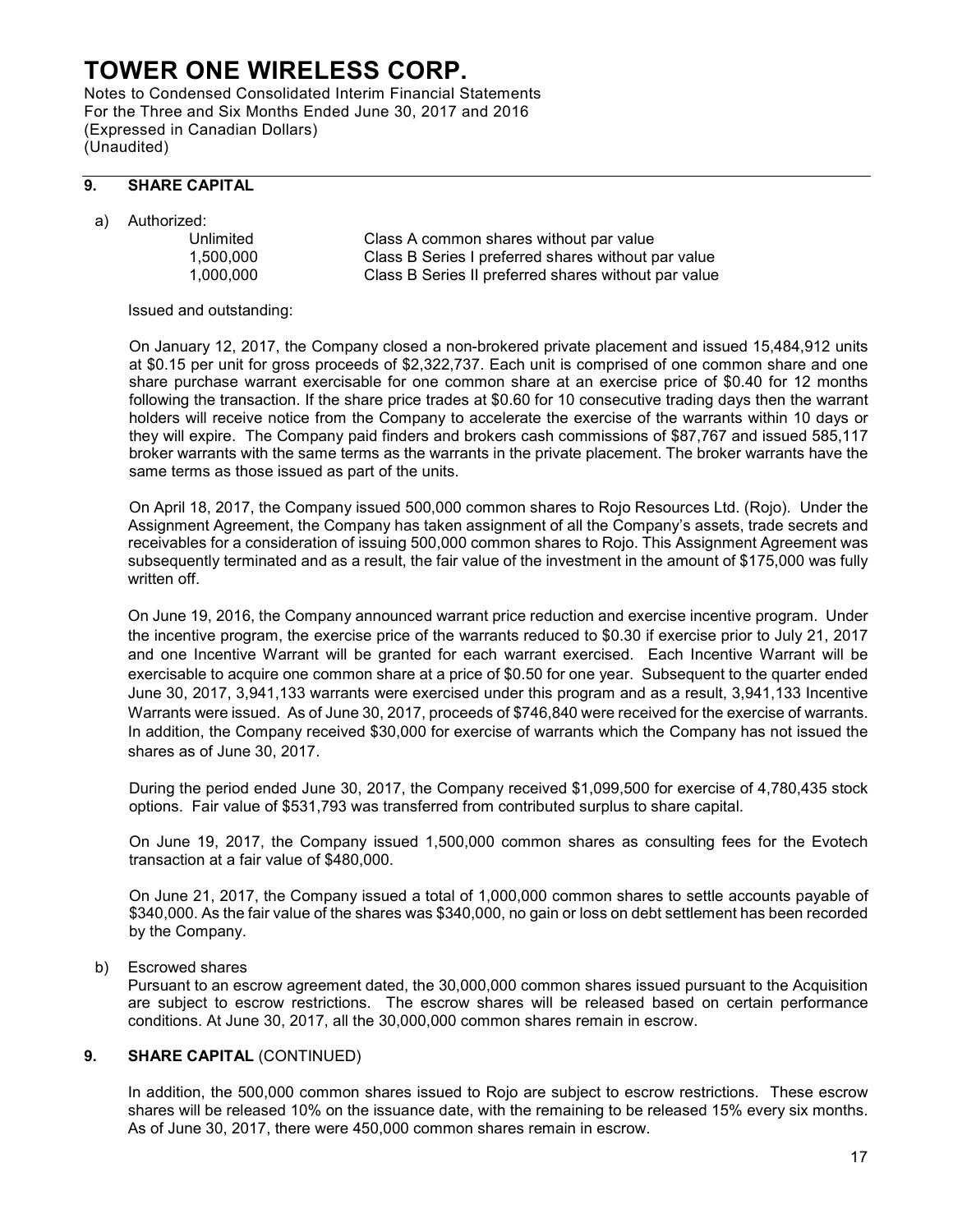## 9. SHARE CAPITAL

a) Authorized:

| | |
|---|---|
| Unlimited | Class A common shares without par value |
| 1,500,000 | Class B Series I preferred shares without par value |
| 1,000,000 | Class B Series II preferred shares without par value |

Issued and outstanding:

On January 12, 2017, the Company closed a non-brokered private placement and issued 15,484,912 units at $0.15 per unit for gross proceeds of $2,322,737. Each unit is comprised of one common share and one share purchase warrant exercisable for one common share at an exercise price of $0.40 for 12 months following the transaction. If the share price trades at $0.60 for 10 consecutive trading days then the warrant holders will receive notice from the Company to accelerate the exercise of the warrants within 10 days or they will expire. The Company paid finders and brokers cash commissions of $87,767 and issued 585,117 broker warrants with the same terms as the warrants in the private placement. The broker warrants have the same terms as those issued as part of the units.

On April 18, 2017, the Company issued 500,000 common shares to Rojo Resources Ltd. (Rojo). Under the Assignment Agreement, the Company has taken assignment of all the Company's assets, trade secrets and receivables for a consideration of issuing 500,000 common shares to Rojo. This Assignment Agreement was subsequently terminated and as a result, the fair value of the investment in the amount of $175,000 was fully written off.

On June 19, 2016, the Company announced warrant price reduction and exercise incentive program. Under the incentive program, the exercise price of the warrants reduced to $0.30 if exercise prior to July 21, 2017 and one Incentive Warrant will be granted for each warrant exercised. Each Incentive Warrant will be exercisable to acquire one common share at a price of $0.50 for one year. Subsequent to the quarter ended June 30, 2017, 3,941,133 warrants were exercised under this program and as a result, 3,941,133 Incentive Warrants were issued. As of June 30, 2017, proceeds of $746,840 were received for the exercise of warrants. In addition, the Company received $30,000 for exercise of warrants which the Company has not issued the shares as of June 30, 2017.

During the period ended June 30, 2017, the Company received $1,099,500 for exercise of 4,780,435 stock options. Fair value of $531,793 was transferred from contributed surplus to share capital.

On June 19, 2017, the Company issued 1,500,000 common shares as consulting fees for the Evotech transaction at a fair value of $480,000.

On June 21, 2017, the Company issued a total of 1,000,000 common shares to settle accounts payable of $340,000. As the fair value of the shares was $340,000, no gain or loss on debt settlement has been recorded by the Company.

b) Escrowed shares

Pursuant to an escrow agreement dated, the 30,000,000 common shares issued pursuant to the Acquisition are subject to escrow restrictions. The escrow shares will be released based on certain performance conditions. At June 30, 2017, all the 30,000,000 common shares remain in escrow.

## 9. SHARE CAPITAL (CONTINUED)

In addition, the 500,000 common shares issued to Rojo are subject to escrow restrictions. These escrow shares will be released 10% on the issuance date, with the remaining to be released 15% every six months. As of June 30, 2017, there were 450,000 common shares remain in escrow.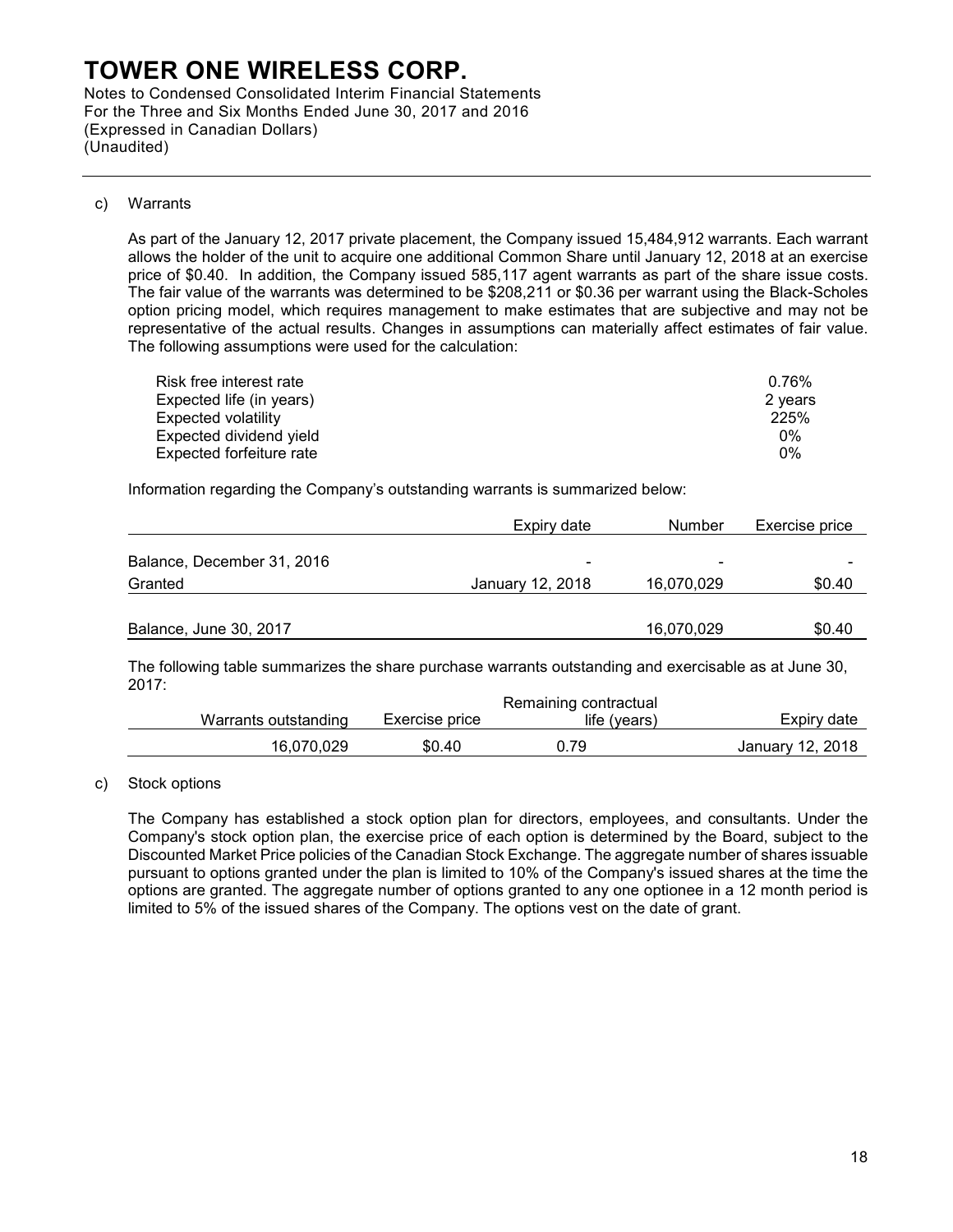c) Warrants

As part of the January 12, 2017 private placement, the Company issued 15,484,912 warrants. Each warrant allows the holder of the unit to acquire one additional Common Share until January 12, 2018 at an exercise price of $0.40. In addition, the Company issued 585,117 agent warrants as part of the share issue costs. The fair value of the warrants was determined to be $208,211 or $0.36 per warrant using the Black-Scholes option pricing model, which requires management to make estimates that are subjective and may not be representative of the actual results. Changes in assumptions can materially affect estimates of fair value. The following assumptions were used for the calculation:

| | |
|---|---|
| Risk free interest rate | 0.76% |
| Expected life (in years) | 2 years |
| Expected volatility | 225% |
| Expected dividend yield | 0% |
| Expected forfeiture rate | 0% |

Information regarding the Company's outstanding warrants is summarized below:

| | Expiry date | Number | Exercise price |
|---|---|---|---|
| Balance, December 31, 2016 | - | - | - |
| Granted | January 12, 2018 | 16,070,029 | $0.40 |
| Balance, June 30, 2017 | | 16,070,029 | $0.40 |

The following table summarizes the share purchase warrants outstanding and exercisable as at June 30, 2017:

| Warrants outstanding | Exercise price | Remaining contractual life (years) | Expiry date |
|---|---|---|---|
| 16,070,029 | $0.40 | 0.79 | January 12, 2018 |

c) Stock options

The Company has established a stock option plan for directors, employees, and consultants. Under the Company's stock option plan, the exercise price of each option is determined by the Board, subject to the Discounted Market Price policies of the Canadian Stock Exchange. The aggregate number of shares issuable pursuant to options granted under the plan is limited to 10% of the Company's issued shares at the time the options are granted. The aggregate number of options granted to any one optionee in a 12 month period is limited to 5% of the issued shares of the Company. The options vest on the date of grant.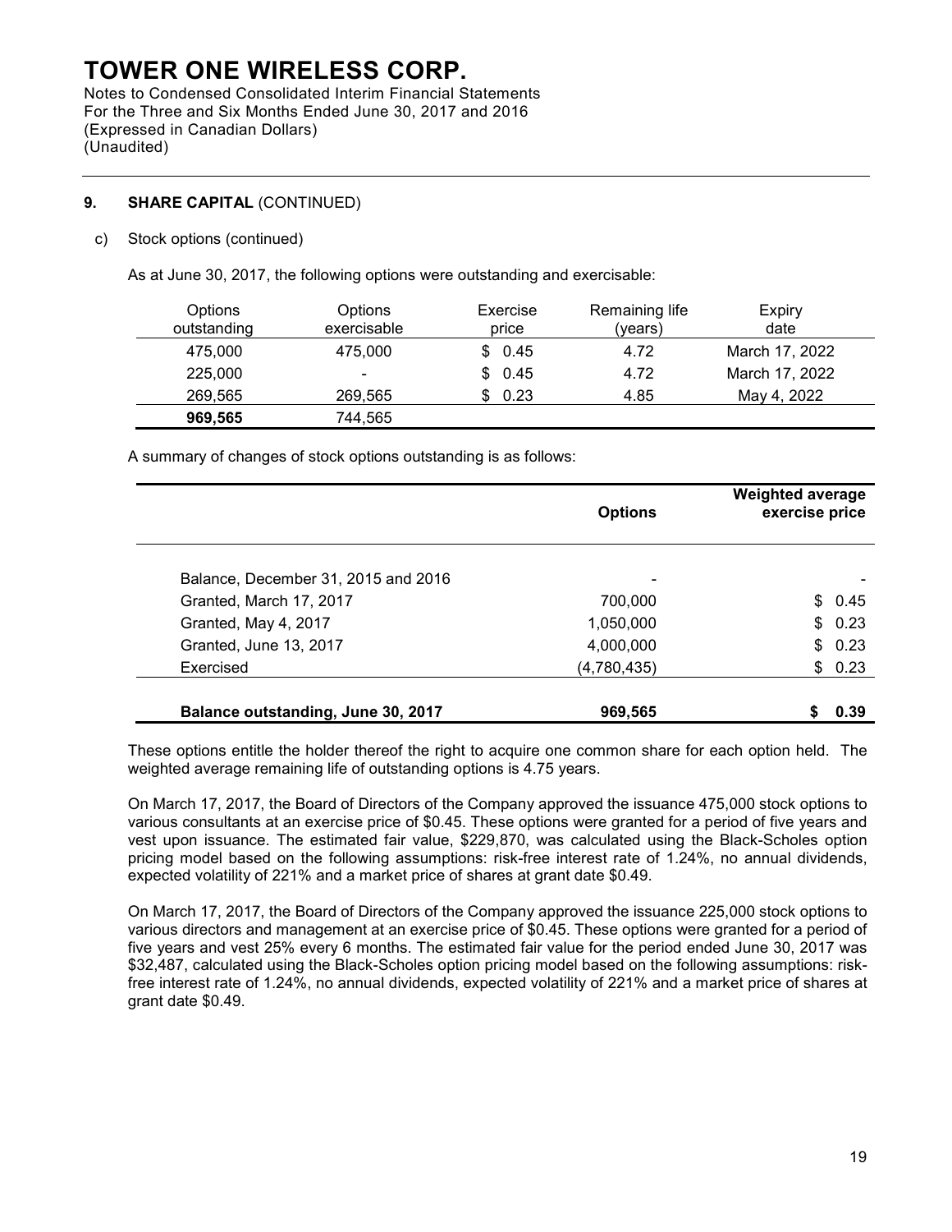### 9. SHARE CAPITAL (CONTINUED)

c) Stock options (continued)

As at June 30, 2017, the following options were outstanding and exercisable:

| Options outstanding | Options exercisable | Exercise price | Remaining life (years) | Expiry date |
|---|---|---|---|---|
| 475,000 | 475,000 | $ 0.45 | 4.72 | March 17, 2022 |
| 225,000 | - | $ 0.45 | 4.72 | March 17, 2022 |
| 269,565 | 269,565 | $ 0.23 | 4.85 | May 4, 2022 |
| **969,565** | 744,565 | | | |

A summary of changes of stock options outstanding is as follows:

| | **Options** | **Weighted average exercise price** |
|---|---|---|
| Balance, December 31, 2015 and 2016 | - | - |
| Granted, March 17, 2017 | 700,000 | $ 0.45 |
| Granted, May 4, 2017 | 1,050,000 | $ 0.23 |
| Granted, June 13, 2017 | 4,000,000 | $ 0.23 |
| Exercised | (4,780,435) | $ 0.23 |
| **Balance outstanding, June 30, 2017** | **969,565** | **$ 0.39** |

These options entitle the holder thereof the right to acquire one common share for each option held. The weighted average remaining life of outstanding options is 4.75 years.

On March 17, 2017, the Board of Directors of the Company approved the issuance 475,000 stock options to various consultants at an exercise price of $0.45. These options were granted for a period of five years and vest upon issuance. The estimated fair value, $229,870, was calculated using the Black-Scholes option pricing model based on the following assumptions: risk-free interest rate of 1.24%, no annual dividends, expected volatility of 221% and a market price of shares at grant date $0.49.

On March 17, 2017, the Board of Directors of the Company approved the issuance 225,000 stock options to various directors and management at an exercise price of $0.45. These options were granted for a period of five years and vest 25% every 6 months. The estimated fair value for the period ended June 30, 2017 was $32,487, calculated using the Black-Scholes option pricing model based on the following assumptions: risk-free interest rate of 1.24%, no annual dividends, expected volatility of 221% and a market price of shares at grant date $0.49.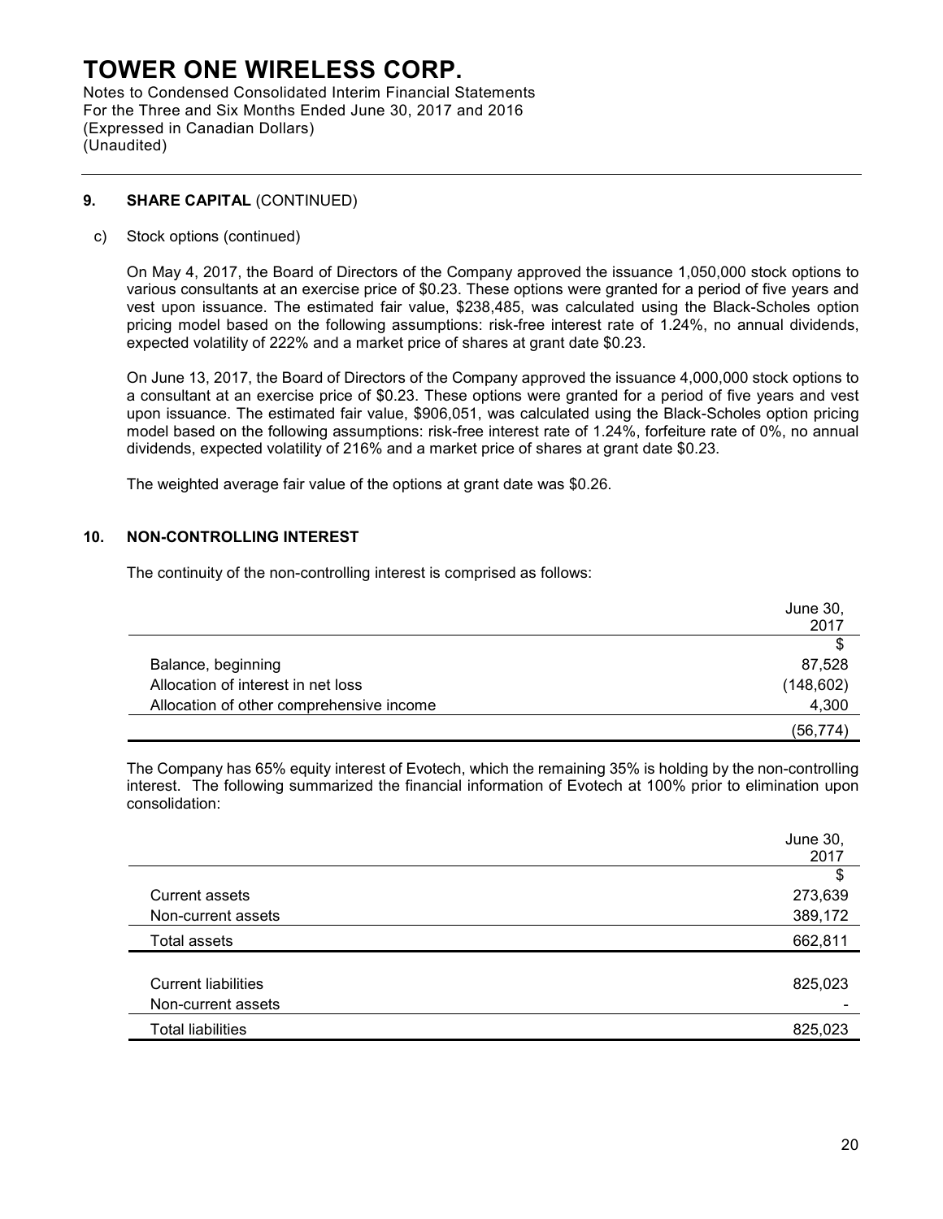## 9. SHARE CAPITAL (CONTINUED)

c) Stock options (continued)

On May 4, 2017, the Board of Directors of the Company approved the issuance 1,050,000 stock options to various consultants at an exercise price of $0.23. These options were granted for a period of five years and vest upon issuance. The estimated fair value, $238,485, was calculated using the Black-Scholes option pricing model based on the following assumptions: risk-free interest rate of 1.24%, no annual dividends, expected volatility of 222% and a market price of shares at grant date $0.23.

On June 13, 2017, the Board of Directors of the Company approved the issuance 4,000,000 stock options to a consultant at an exercise price of $0.23. These options were granted for a period of five years and vest upon issuance. The estimated fair value, $906,051, was calculated using the Black-Scholes option pricing model based on the following assumptions: risk-free interest rate of 1.24%, forfeiture rate of 0%, no annual dividends, expected volatility of 216% and a market price of shares at grant date $0.23.

The weighted average fair value of the options at grant date was $0.26.

## 10. NON-CONTROLLING INTEREST

The continuity of the non-controlling interest is comprised as follows:

| | June 30, 2017 |
|---|---|
| | $ |
| Balance, beginning | 87,528 |
| Allocation of interest in net loss | (148,602) |
| Allocation of other comprehensive income | 4,300 |
| | (56,774) |

The Company has 65% equity interest of Evotech, which the remaining 35% is holding by the non-controlling interest. The following summarized the financial information of Evotech at 100% prior to elimination upon consolidation:

| | June 30, 2017 |
|---|---|
| | $ |
| Current assets | 273,639 |
| Non-current assets | 389,172 |
| Total assets | 662,811 |
| | |
| Current liabilities | 825,023 |
| Non-current assets | - |
| Total liabilities | 825,023 |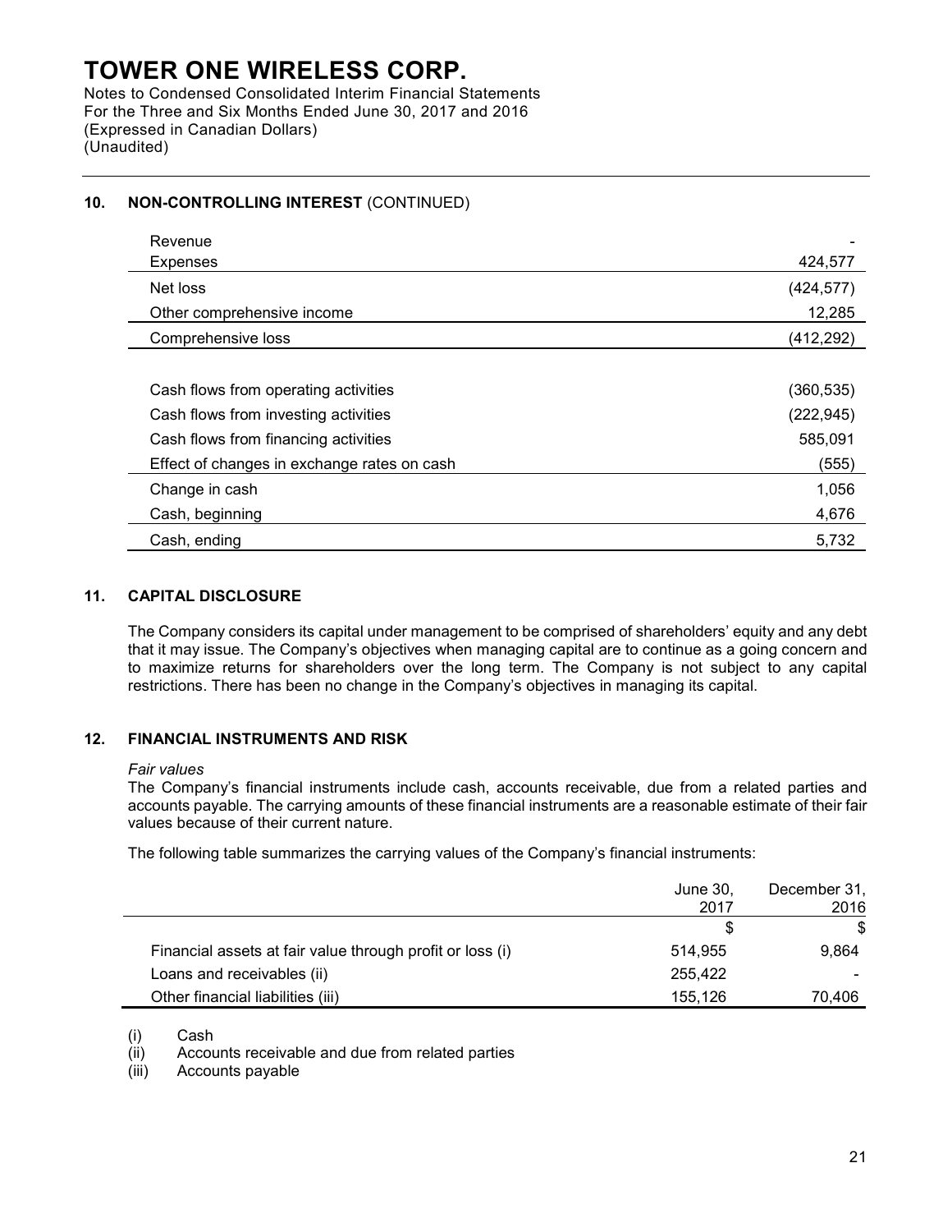## 10. NON-CONTROLLING INTEREST (CONTINUED)

| | |
|---|---|
| Revenue | - |
| Expenses | 424,577 |
| Net loss | (424,577) |
| Other comprehensive income | 12,285 |
| Comprehensive loss | (412,292) |
| | |
| Cash flows from operating activities | (360,535) |
| Cash flows from investing activities | (222,945) |
| Cash flows from financing activities | 585,091 |
| Effect of changes in exchange rates on cash | (555) |
| Change in cash | 1,056 |
| Cash, beginning | 4,676 |
| Cash, ending | 5,732 |

## 11. CAPITAL DISCLOSURE

The Company considers its capital under management to be comprised of shareholders' equity and any debt that it may issue. The Company's objectives when managing capital are to continue as a going concern and to maximize returns for shareholders over the long term. The Company is not subject to any capital restrictions. There has been no change in the Company's objectives in managing its capital.

## 12. FINANCIAL INSTRUMENTS AND RISK

*Fair values*

The Company's financial instruments include cash, accounts receivable, due from a related parties and accounts payable. The carrying amounts of these financial instruments are a reasonable estimate of their fair values because of their current nature.

The following table summarizes the carrying values of the Company's financial instruments:

| | June 30, 2017 | December 31, 2016 |
|---|---|---|
| | $ | $ |
| Financial assets at fair value through profit or loss (i) | 514,955 | 9,864 |
| Loans and receivables (ii) | 255,422 | - |
| Other financial liabilities (iii) | 155,126 | 70,406 |

(i) Cash
(ii) Accounts receivable and due from related parties
(iii) Accounts payable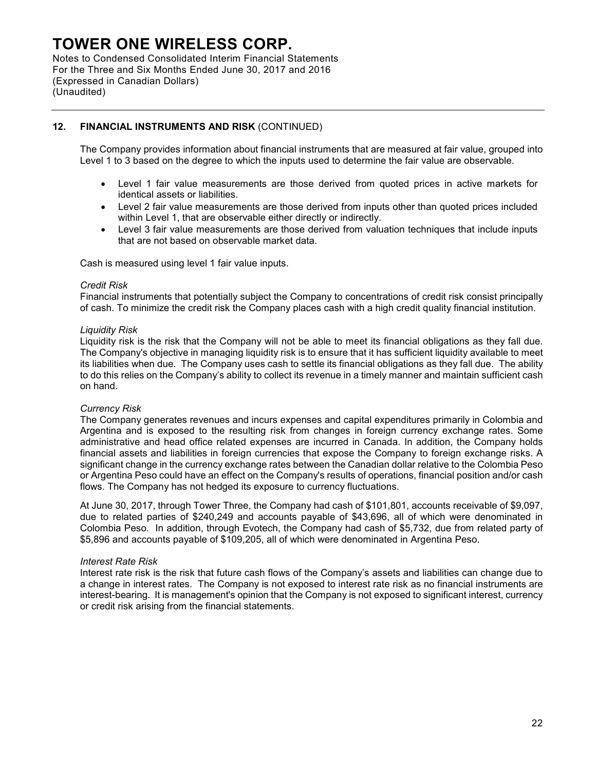## 12. FINANCIAL INSTRUMENTS AND RISK (CONTINUED)

The Company provides information about financial instruments that are measured at fair value, grouped into Level 1 to 3 based on the degree to which the inputs used to determine the fair value are observable.

- Level 1 fair value measurements are those derived from quoted prices in active markets for identical assets or liabilities.
- Level 2 fair value measurements are those derived from inputs other than quoted prices included within Level 1, that are observable either directly or indirectly.
- Level 3 fair value measurements are those derived from valuation techniques that include inputs that are not based on observable market data.

Cash is measured using level 1 fair value inputs.

*Credit Risk*

Financial instruments that potentially subject the Company to concentrations of credit risk consist principally of cash. To minimize the credit risk the Company places cash with a high credit quality financial institution.

*Liquidity Risk*

Liquidity risk is the risk that the Company will not be able to meet its financial obligations as they fall due. The Company's objective in managing liquidity risk is to ensure that it has sufficient liquidity available to meet its liabilities when due. The Company uses cash to settle its financial obligations as they fall due. The ability to do this relies on the Company's ability to collect its revenue in a timely manner and maintain sufficient cash on hand.

*Currency Risk*

The Company generates revenues and incurs expenses and capital expenditures primarily in Colombia and Argentina and is exposed to the resulting risk from changes in foreign currency exchange rates. Some administrative and head office related expenses are incurred in Canada. In addition, the Company holds financial assets and liabilities in foreign currencies that expose the Company to foreign exchange risks. A significant change in the currency exchange rates between the Canadian dollar relative to the Colombia Peso or Argentina Peso could have an effect on the Company's results of operations, financial position and/or cash flows. The Company has not hedged its exposure to currency fluctuations.

At June 30, 2017, through Tower Three, the Company had cash of $101,801, accounts receivable of $9,097, due to related parties of $240,249 and accounts payable of $43,696, all of which were denominated in Colombia Peso. In addition, through Evotech, the Company had cash of $5,732, due from related party of $5,896 and accounts payable of $109,205, all of which were denominated in Argentina Peso.

*Interest Rate Risk*

Interest rate risk is the risk that future cash flows of the Company's assets and liabilities can change due to a change in interest rates. The Company is not exposed to interest rate risk as no financial instruments are interest-bearing. It is management's opinion that the Company is not exposed to significant interest, currency or credit risk arising from the financial statements.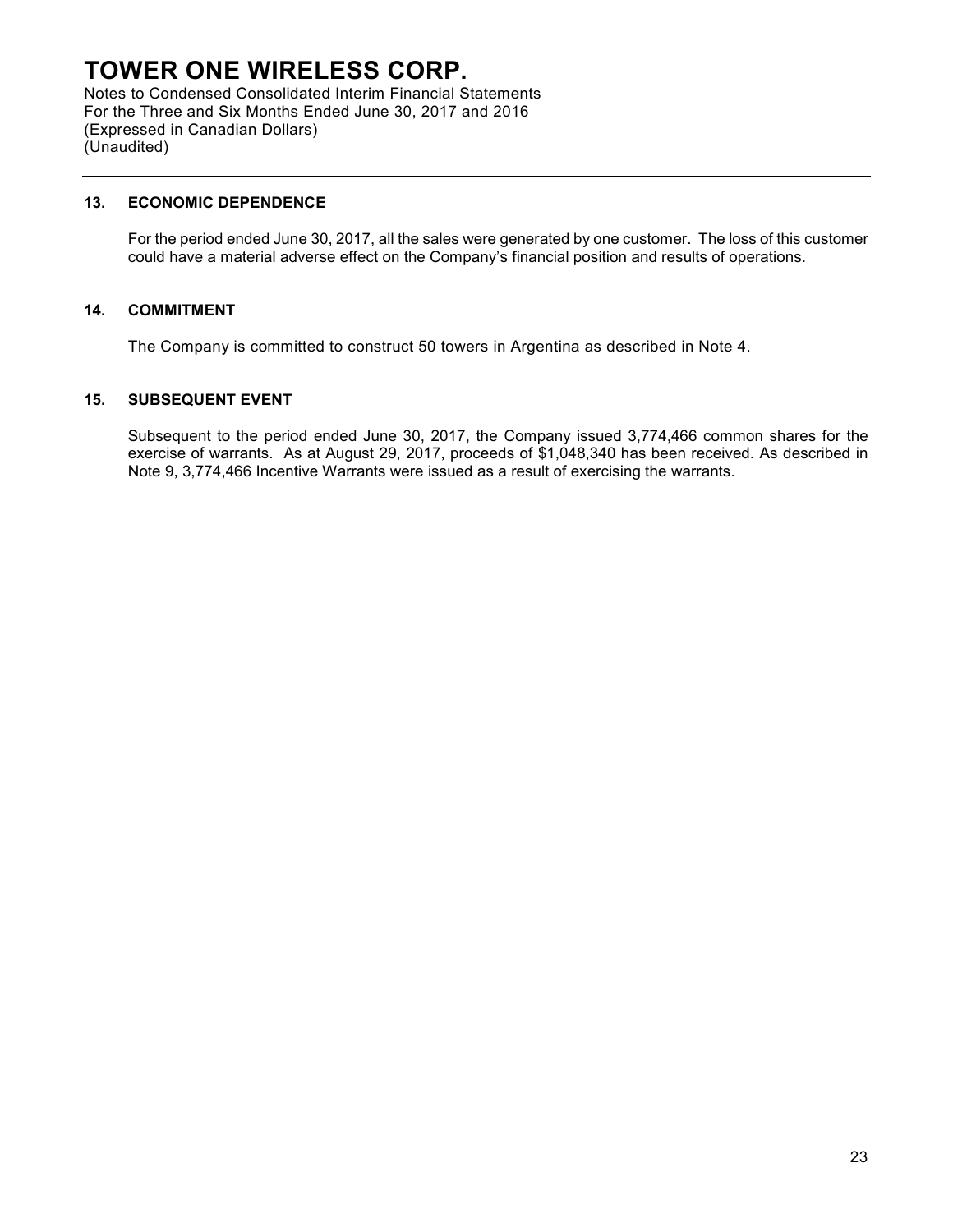## 13. ECONOMIC DEPENDENCE

For the period ended June 30, 2017, all the sales were generated by one customer. The loss of this customer could have a material adverse effect on the Company's financial position and results of operations.

## 14. COMMITMENT

The Company is committed to construct 50 towers in Argentina as described in Note 4.

## 15. SUBSEQUENT EVENT

Subsequent to the period ended June 30, 2017, the Company issued 3,774,466 common shares for the exercise of warrants. As at August 29, 2017, proceeds of $1,048,340 has been received. As described in Note 9, 3,774,466 Incentive Warrants were issued as a result of exercising the warrants.